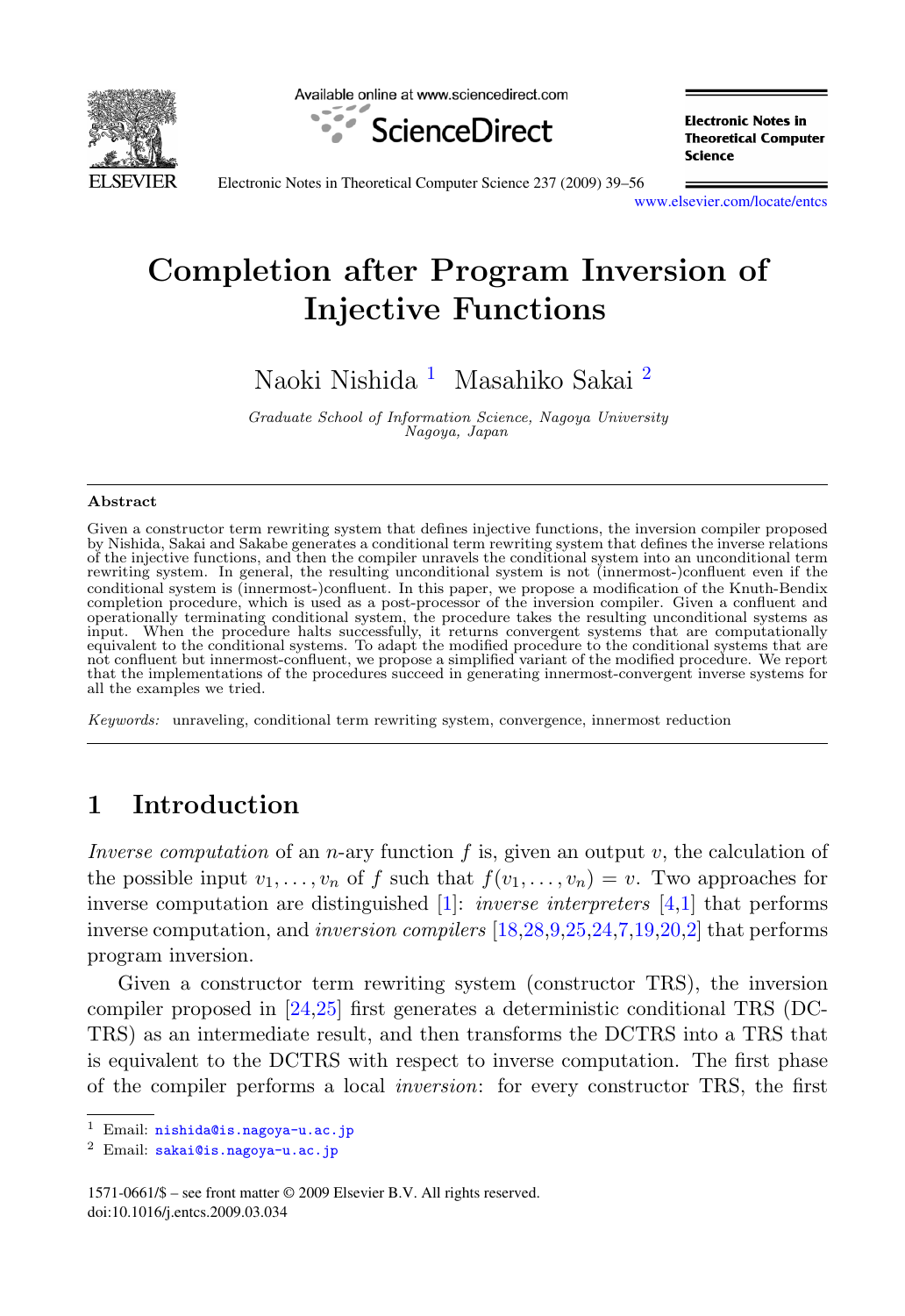# Completion after Program Inversion of Injective Functions

Naoki Nishida [1] Masahiko Sakai [2]

*Graduate School of Information Science, Nagoya University Nagoya, Japan*

## Abstract

Given a constructor term rewriting system that defines injective functions, the inversion compiler proposed by Nishida, Sakai and Sakabe generates a conditional term rewriting system that defines the inverse relations of the injective functions, and then the compiler unravels the conditional system into an unconditional term rewriting system. In general, the resulting unconditional system is not (innermost-)confluent even if the conditional system is (innermost-)confluent. In this paper, we propose a modification of the Knuth-Bendix completion procedure, which is used as a post-processor of the inversion compiler. Given a confluent and operationally terminating conditional system, the procedure takes the resulting unconditional systems as input. When the procedure halts successfully, it returns convergent systems that are computationally equivalent to the conditional systems. To adapt the modified procedure to the conditional systems that are not confluent but innermost-confluent, we propose a simplified variant of the modified procedure. We report that the implementations of the procedures succeed in generating innermost-convergent inverse systems for all the examples we tried.

*Keywords:* unraveling, conditional term rewriting system, convergence, innermost reduction

## 1 Introduction

*Inverse computation* of an $n$-ary function $f$ is, given an output $v$, the calculation of the possible input $v_1, \ldots, v_n$ of $f$ such that $f(v_1, \ldots, v_n) = v$. Two approaches for inverse computation are distinguished [1]: *inverse interpreters* [4,1] that performs inverse computation, and *inversion compilers* [18,28,9,25,24,7,19,20,2] that performs program inversion.

Given a constructor term rewriting system (constructor TRS), the inversion compiler proposed in [24,25] first generates a deterministic conditional TRS (DCTRS) as an intermediate result, and then transforms the DCTRS into a TRS that is equivalent to the DCTRS with respect to inverse computation. The first phase of the compiler performs a local *inversion*: for every constructor TRS, the first

[1] Email: nishida@is.nagoya-u.ac.jp

[2] Email: sakai@is.nagoya-u.ac.jp

1571-0661/$ – see front matter © 2009 Elsevier B.V. All rights reserved.
doi:10.1016/j.entcs.2009.03.034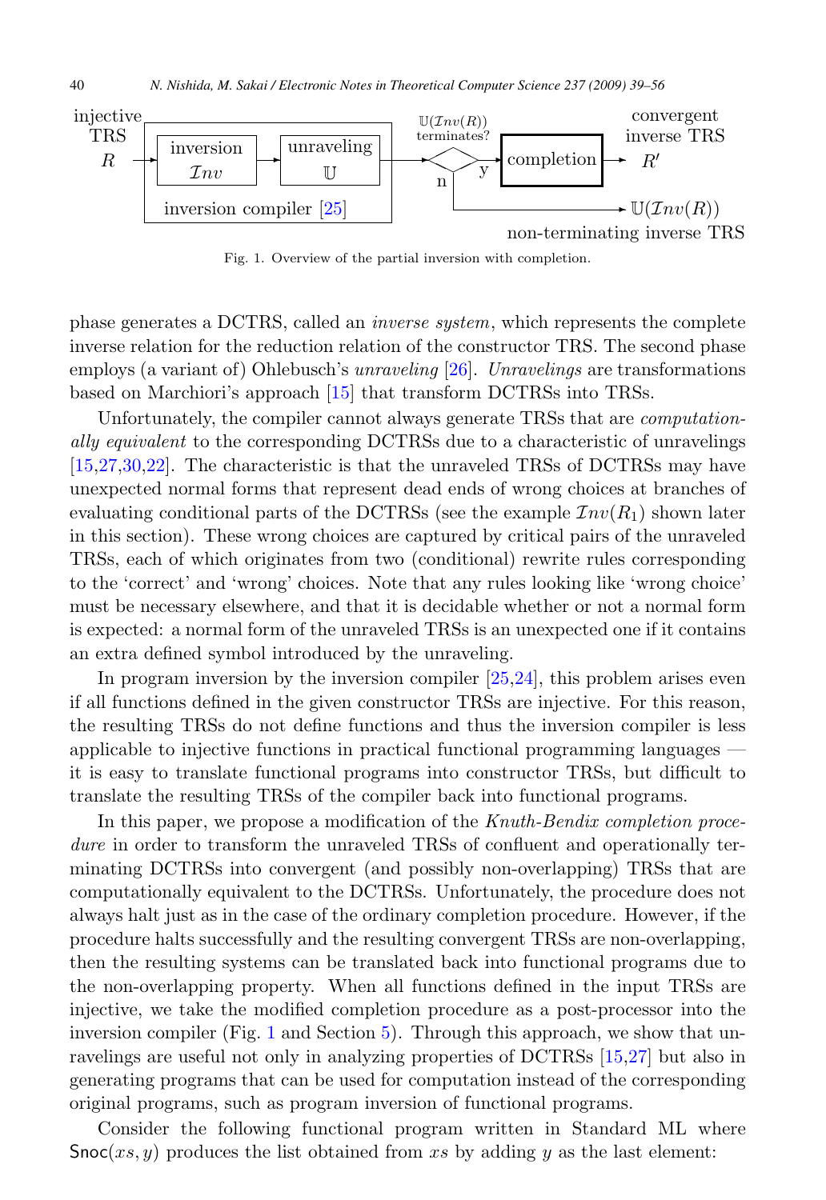Fig. 1. Overview of the partial inversion with completion.

phase generates a DCTRS, called an *inverse system*, which represents the complete inverse relation for the reduction relation of the constructor TRS. The second phase employs (a variant of) Ohlebusch's *unraveling* [26]. *Unravelings* are transformations based on Marchiori's approach [15] that transform DCTRSs into TRSs.

Unfortunately, the compiler cannot always generate TRSs that are *computationally equivalent* to the corresponding DCTRSs due to a characteristic of unravelings [15,27,30,22]. The characteristic is that the unraveled TRSs of DCTRSs may have unexpected normal forms that represent dead ends of wrong choices at branches of evaluating conditional parts of the DCTRSs (see the example $\mathcal{I}nv(R_1)$ shown later in this section). These wrong choices are captured by critical pairs of the unraveled TRSs, each of which originates from two (conditional) rewrite rules corresponding to the 'correct' and 'wrong' choices. Note that any rules looking like 'wrong choice' must be necessary elsewhere, and that it is decidable whether or not a normal form is expected: a normal form of the unraveled TRSs is an unexpected one if it contains an extra defined symbol introduced by the unraveling.

In program inversion by the inversion compiler [25,24], this problem arises even if all functions defined in the given constructor TRSs are injective. For this reason, the resulting TRSs do not define functions and thus the inversion compiler is less applicable to injective functions in practical functional programming languages — it is easy to translate functional programs into constructor TRSs, but difficult to translate the resulting TRSs of the compiler back into functional programs.

In this paper, we propose a modification of the *Knuth-Bendix completion procedure* in order to transform the unraveled TRSs of confluent and operationally terminating DCTRSs into convergent (and possibly non-overlapping) TRSs that are computationally equivalent to the DCTRSs. Unfortunately, the procedure does not always halt just as in the case of the ordinary completion procedure. However, if the procedure halts successfully and the resulting convergent TRSs are non-overlapping, then the resulting systems can be translated back into functional programs due to the non-overlapping property. When all functions defined in the input TRSs are injective, we take the modified completion procedure as a post-processor into the inversion compiler (Fig. 1 and Section 5). Through this approach, we show that unravelings are useful not only in analyzing properties of DCTRSs [15,27] but also in generating programs that can be used for computation instead of the corresponding original programs, such as program inversion of functional programs.

Consider the following functional program written in Standard ML where $\mathsf{Snoc}(xs, y)$ produces the list obtained from $xs$ by adding $y$ as the last element: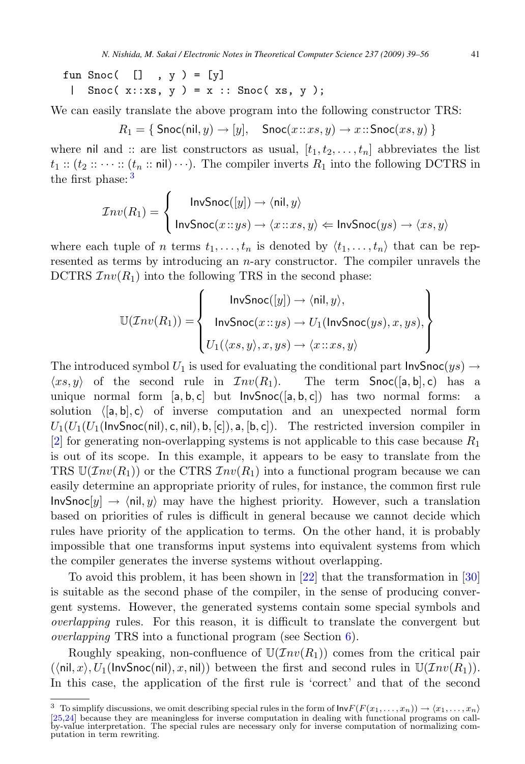```
fun Snoc(  []  , y ) = [y]
 |  Snoc( x::xs, y ) = x :: Snoc( xs, y );
```

We can easily translate the above program into the following constructor TRS:

$$R_1 = \{\, \mathsf{Snoc}(\mathsf{nil}, y) \to [y], \quad \mathsf{Snoc}(x :: xs, y) \to x :: \mathsf{Snoc}(xs, y) \,\}$$

where nil and :: are list constructors as usual, $[t_1, t_2, \ldots, t_n]$ abbreviates the list $t_1 :: (t_2 :: \cdots :: (t_n :: \mathsf{nil}) \cdots)$. The compiler inverts $R_1$ into the following DCTRS in the first phase: [3]

$$\mathcal{I}nv(R_1) = \begin{cases} \mathsf{InvSnoc}([y]) \to \langle \mathsf{nil}, y \rangle \\ \mathsf{InvSnoc}(x :: ys) \to \langle x :: xs, y \rangle \Leftarrow \mathsf{InvSnoc}(ys) \to \langle xs, y \rangle \end{cases}$$

where each tuple of $n$ terms $t_1, \ldots, t_n$ is denoted by $\langle t_1, \ldots, t_n \rangle$ that can be represented as terms by introducing an $n$-ary constructor. The compiler unravels the DCTRS $\mathcal{I}nv(R_1)$ into the following TRS in the second phase:

$$\mathbb{U}(\mathcal{I}nv(R_1)) = \left\{ \begin{array}{c} \mathsf{InvSnoc}([y]) \to \langle \mathsf{nil}, y \rangle, \\ \mathsf{InvSnoc}(x :: ys) \to U_1(\mathsf{InvSnoc}(ys), x, ys), \\ U_1(\langle xs, y \rangle, x, ys) \to \langle x :: xs, y \rangle \end{array} \right\}$$

The introduced symbol $U_1$ is used for evaluating the conditional part $\mathsf{InvSnoc}(ys) \to \langle xs, y \rangle$ of the second rule in $\mathcal{I}nv(R_1)$. The term $\mathsf{Snoc}([\mathsf{a}, \mathsf{b}], \mathsf{c})$ has a unique normal form $[\mathsf{a}, \mathsf{b}, \mathsf{c}]$ but $\mathsf{InvSnoc}([\mathsf{a}, \mathsf{b}, \mathsf{c}])$ has two normal forms: a solution $\langle [\mathsf{a}, \mathsf{b}], \mathsf{c} \rangle$ of inverse computation and an unexpected normal form $U_1(U_1(U_1(\mathsf{InvSnoc}(\mathsf{nil}), \mathsf{c}, \mathsf{nil}), \mathsf{b}, [\mathsf{c}]), \mathsf{a}, [\mathsf{b}, \mathsf{c}])$. The restricted inversion compiler in [2] for generating non-overlapping systems is not applicable to this case because $R_1$ is out of its scope. In this example, it appears to be easy to translate from the TRS $\mathbb{U}(\mathcal{I}nv(R_1))$ or the CTRS $\mathcal{I}nv(R_1)$ into a functional program because we can easily determine an appropriate priority of rules, for instance, the common first rule $\mathsf{InvSnoc}[y] \to \langle \mathsf{nil}, y \rangle$ may have the highest priority. However, such a translation based on priorities of rules is difficult in general because we cannot decide which rules have priority of the application to terms. On the other hand, it is probably impossible that one transforms input systems into equivalent systems from which the compiler generates the inverse systems without overlapping.

To avoid this problem, it has been shown in [22] that the transformation in [30] is suitable as the second phase of the compiler, in the sense of producing convergent systems. However, the generated systems contain some special symbols and *overlapping* rules. For this reason, it is difficult to translate the convergent but *overlapping* TRS into a functional program (see Section 6).

Roughly speaking, non-confluence of $\mathbb{U}(\mathcal{I}nv(R_1))$ comes from the critical pair $(\langle \mathsf{nil}, x \rangle, U_1(\mathsf{InvSnoc}(\mathsf{nil}), x, \mathsf{nil}))$ between the first and second rules in $\mathbb{U}(\mathcal{I}nv(R_1))$. In this case, the application of the first rule is 'correct' and that of the second

[3] To simplify discussions, we omit describing special rules in the form of $\mathsf{Inv}F(F(x_1, \ldots, x_n)) \to \langle x_1, \ldots, x_n \rangle$ [25,24] because they are meaningless for inverse computation in dealing with functional programs on call-by-value interpretation. The special rules are necessary only for inverse computation of normalizing computation in term rewriting.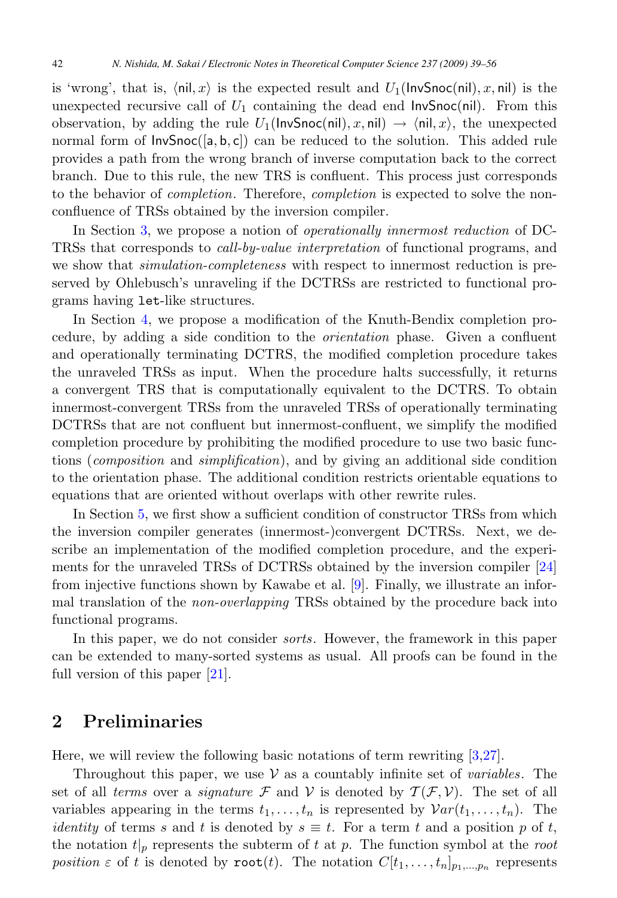is 'wrong', that is, $\langle \mathsf{nil}, x\rangle$ is the expected result and $U_1(\mathsf{InvSnoc}(\mathsf{nil}), x, \mathsf{nil})$ is the unexpected recursive call of $U_1$ containing the dead end $\mathsf{InvSnoc}(\mathsf{nil})$. From this observation, by adding the rule $U_1(\mathsf{InvSnoc}(\mathsf{nil}), x, \mathsf{nil}) \to \langle \mathsf{nil}, x\rangle$, the unexpected normal form of $\mathsf{InvSnoc}([\mathsf{a}, \mathsf{b}, \mathsf{c}])$ can be reduced to the solution. This added rule provides a path from the wrong branch of inverse computation back to the correct branch. Due to this rule, the new TRS is confluent. This process just corresponds to the behavior of *completion*. Therefore, *completion* is expected to solve the non-confluence of TRSs obtained by the inversion compiler.

In Section 3, we propose a notion of *operationally innermost reduction* of DCTRSs that corresponds to *call-by-value interpretation* of functional programs, and we show that *simulation-completeness* with respect to innermost reduction is preserved by Ohlebusch's unraveling if the DCTRSs are restricted to functional programs having `let`-like structures.

In Section 4, we propose a modification of the Knuth-Bendix completion procedure, by adding a side condition to the *orientation* phase. Given a confluent and operationally terminating DCTRS, the modified completion procedure takes the unraveled TRSs as input. When the procedure halts successfully, it returns a convergent TRS that is computationally equivalent to the DCTRS. To obtain innermost-convergent TRSs from the unraveled TRSs of operationally terminating DCTRSs that are not confluent but innermost-confluent, we simplify the modified completion procedure by prohibiting the modified procedure to use two basic functions (*composition* and *simplification*), and by giving an additional side condition to the orientation phase. The additional condition restricts orientable equations to equations that are oriented without overlaps with other rewrite rules.

In Section 5, we first show a sufficient condition of constructor TRSs from which the inversion compiler generates (innermost-)convergent DCTRSs. Next, we describe an implementation of the modified completion procedure, and the experiments for the unraveled TRSs of DCTRSs obtained by the inversion compiler [24] from injective functions shown by Kawabe et al. [9]. Finally, we illustrate an informal translation of the *non-overlapping* TRSs obtained by the procedure back into functional programs.

In this paper, we do not consider *sorts*. However, the framework in this paper can be extended to many-sorted systems as usual. All proofs can be found in the full version of this paper [21].

## 2 Preliminaries

Here, we will review the following basic notations of term rewriting [3,27].

Throughout this paper, we use $\mathcal{V}$ as a countably infinite set of *variables*. The set of all *terms* over a *signature* $\mathcal{F}$ and $\mathcal{V}$ is denoted by $\mathcal{T}(\mathcal{F}, \mathcal{V})$. The set of all variables appearing in the terms $t_1, \ldots, t_n$ is represented by $\mathcal{V}ar(t_1, \ldots, t_n)$. The *identity* of terms $s$ and $t$ is denoted by $s \equiv t$. For a term $t$ and a position $p$ of $t$, the notation $t|_p$ represents the subterm of $t$ at $p$. The function symbol at the *root position* $\varepsilon$ of $t$ is denoted by $\mathtt{root}(t)$. The notation $C[t_1, \ldots, t_n]_{p_1,\ldots,p_n}$ represents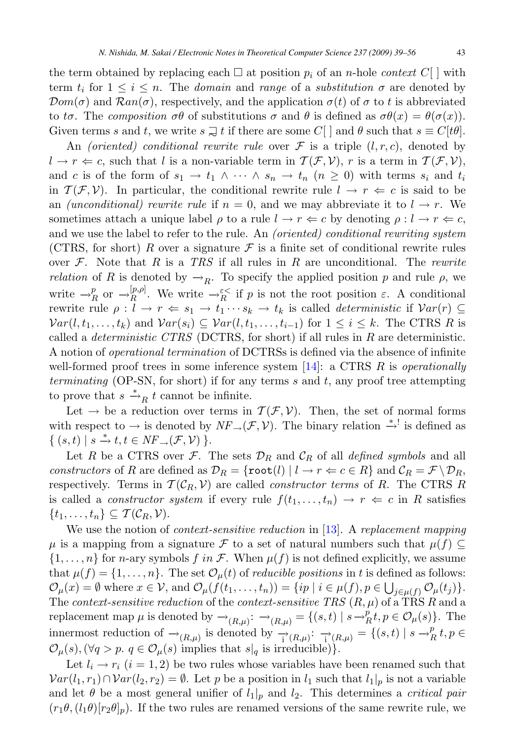the term obtained by replacing each $\Box$ at position $p_i$ of an $n$-hole *context* $C[\,]$ with term $t_i$ for $1 \leq i \leq n$. The *domain* and *range* of a *substitution* $\sigma$ are denoted by $\mathcal{D}om(\sigma)$ and $\mathcal{R}an(\sigma)$, respectively, and the application $\sigma(t)$ of $\sigma$ to $t$ is abbreviated to $t\sigma$. The *composition* $\sigma\theta$ of substitutions $\sigma$ and $\theta$ is defined as $\sigma\theta(x) = \theta(\sigma(x))$. Given terms $s$ and $t$, we write $s \sqsupseteq t$ if there are some $C[\,]$ and $\theta$ such that $s \equiv C[t\theta]$.

An *(oriented) conditional rewrite rule* over $\mathcal{F}$ is a triple $(l, r, c)$, denoted by $l \to r \Leftarrow c$, such that $l$ is a non-variable term in $\mathcal{T}(\mathcal{F}, \mathcal{V})$, $r$ is a term in $\mathcal{T}(\mathcal{F}, \mathcal{V})$, and $c$ is of the form of $s_1 \to t_1 \wedge \cdots \wedge s_n \to t_n$ $(n \geq 0)$ with terms $s_i$ and $t_i$ in $\mathcal{T}(\mathcal{F}, \mathcal{V})$. In particular, the conditional rewrite rule $l \to r \Leftarrow c$ is said to be an *(unconditional) rewrite rule* if $n = 0$, and we may abbreviate it to $l \to r$. We sometimes attach a unique label $\rho$ to a rule $l \to r \Leftarrow c$ by denoting $\rho : l \to r \Leftarrow c$, and we use the label to refer to the rule. An *(oriented) conditional rewriting system* (CTRS, for short) $R$ over a signature $\mathcal{F}$ is a finite set of conditional rewrite rules over $\mathcal{F}$. Note that $R$ is a *TRS* if all rules in $R$ are unconditional. The *rewrite relation* of $R$ is denoted by $\to_R$. To specify the applied position $p$ and rule $\rho$, we write $\to_R^p$ or $\to_R^{[p,\rho]}$. We write $\to_R^{\varepsilon<}$ if $p$ is not the root position $\varepsilon$. A conditional rewrite rule $\rho : l \to r \Leftarrow s_1 \to t_1 \cdots s_k \to t_k$ is called *deterministic* if $\mathcal{V}ar(r) \subseteq \mathcal{V}ar(l, t_1, \ldots, t_k)$ and $\mathcal{V}ar(s_i) \subseteq \mathcal{V}ar(l, t_1, \ldots, t_{i-1})$ for $1 \leq i \leq k$. The CTRS $R$ is called a *deterministic CTRS* (DCTRS, for short) if all rules in $R$ are deterministic. A notion of *operational termination* of DCTRSs is defined via the absence of infinite well-formed proof trees in some inference system [14]: a CTRS $R$ is *operationally terminating* (OP-SN, for short) if for any terms $s$ and $t$, any proof tree attempting to prove that $s \xrightarrow{*}_R t$ cannot be infinite.

Let $\to$ be a reduction over terms in $\mathcal{T}(\mathcal{F}, \mathcal{V})$. Then, the set of normal forms with respect to $\to$ is denoted by $NF_{\to}(\mathcal{F}, \mathcal{V})$. The binary relation $\xrightarrow{*}^!$ is defined as $\{\, (s, t) \mid s \xrightarrow{*} t, t \in NF_{\to}(\mathcal{F}, \mathcal{V}) \,\}$.

Let $R$ be a CTRS over $\mathcal{F}$. The sets $\mathcal{D}_R$ and $\mathcal{C}_R$ of all *defined symbols* and all *constructors* of $R$ are defined as $\mathcal{D}_R = \{\mathtt{root}(l) \mid l \to r \Leftarrow c \in R\}$ and $\mathcal{C}_R = \mathcal{F} \setminus \mathcal{D}_R$, respectively. Terms in $\mathcal{T}(\mathcal{C}_R, \mathcal{V})$ are called *constructor terms* of $R$. The CTRS $R$ is called a *constructor system* if every rule $f(t_1, \ldots, t_n) \to r \Leftarrow c$ in $R$ satisfies $\{t_1, \ldots, t_n\} \subseteq \mathcal{T}(\mathcal{C}_R, \mathcal{V})$.

We use the notion of *context-sensitive reduction* in [13]. A *replacement mapping* $\mu$ is a mapping from a signature $\mathcal{F}$ to a set of natural numbers such that $\mu(f) \subseteq \{1, \ldots, n\}$ for $n$-ary symbols $f$ *in* $\mathcal{F}$. When $\mu(f)$ is not defined explicitly, we assume that $\mu(f) = \{1, \ldots, n\}$. The set $\mathcal{O}_\mu(t)$ of *reducible positions* in $t$ is defined as follows: $\mathcal{O}_\mu(x) = \emptyset$ where $x \in \mathcal{V}$, and $\mathcal{O}_\mu(f(t_1, \ldots, t_n)) = \{ip \mid i \in \mu(f), p \in \bigcup_{j \in \mu(f)} \mathcal{O}_\mu(t_j)\}$. The *context-sensitive reduction* of the *context-sensitive TRS* $(R, \mu)$ of a TRS $R$ and a replacement map $\mu$ is denoted by $\to_{(R,\mu)}$: $\to_{(R,\mu)} = \{(s, t) \mid s \to_R^p t, p \in \mathcal{O}_\mu(s)\}$. The innermost reduction of $\to_{(R,\mu)}$ is denoted by $\underset{\mathrm{i}}{\to}_{(R,\mu)}$: $\underset{\mathrm{i}}{\to}_{(R,\mu)} = \{(s, t) \mid s \to_R^p t, p \in \mathcal{O}_\mu(s), (\forall q > p.\ q \in \mathcal{O}_\mu(s)$ implies that $s|_q$ is irreducible$)\}$.

Let $l_i \to r_i$ $(i = 1, 2)$ be two rules whose variables have been renamed such that $\mathcal{V}ar(l_1, r_1) \cap \mathcal{V}ar(l_2, r_2) = \emptyset$. Let $p$ be a position in $l_1$ such that $l_1|_p$ is not a variable and let $\theta$ be a most general unifier of $l_1|_p$ and $l_2$. This determines a *critical pair* $(r_1\theta, (l_1\theta)[r_2\theta]_p)$. If the two rules are renamed versions of the same rewrite rule, we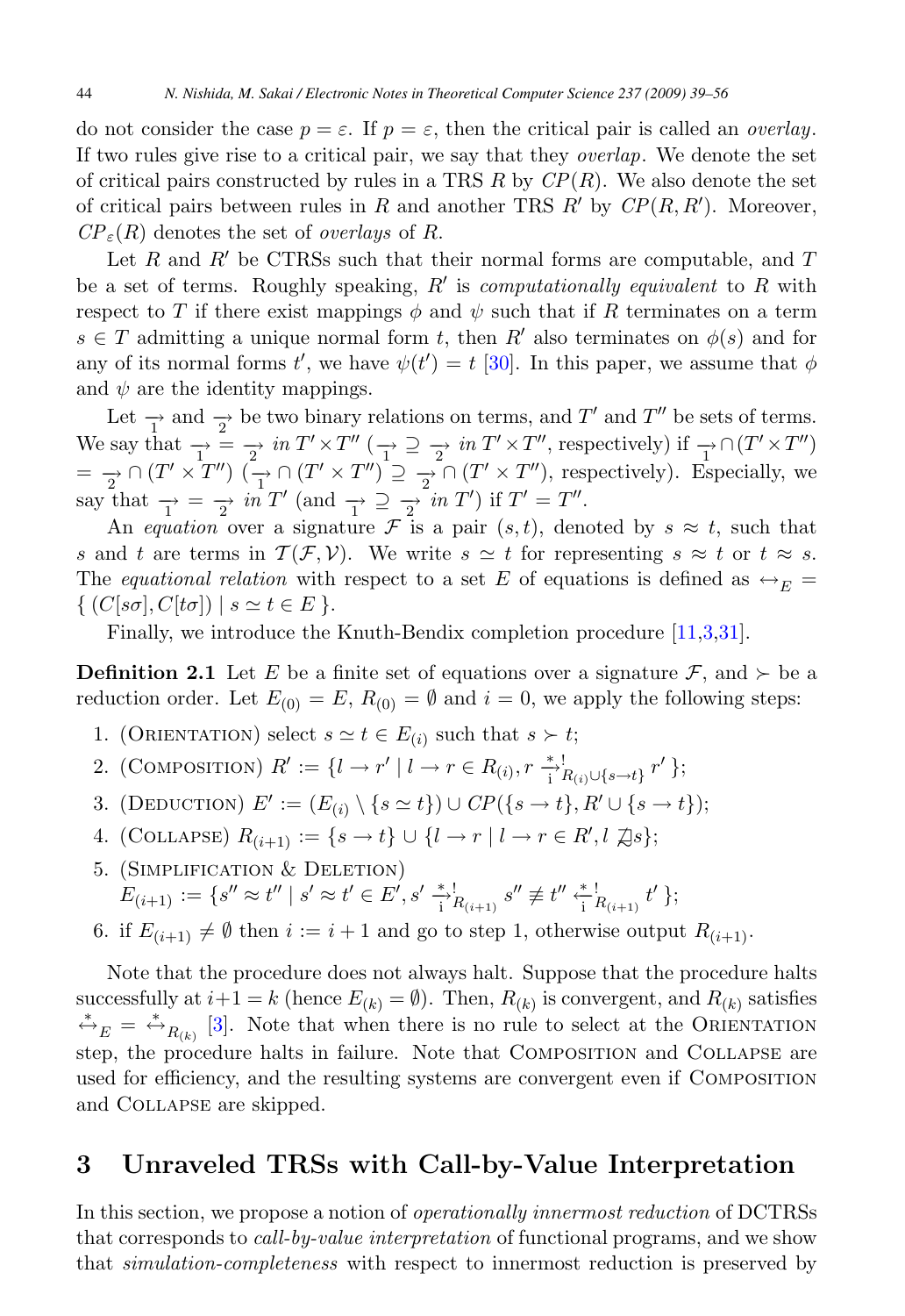do not consider the case $p = \varepsilon$. If $p = \varepsilon$, then the critical pair is called an *overlay*. If two rules give rise to a critical pair, we say that they *overlap*. We denote the set of critical pairs constructed by rules in a TRS $R$ by $CP(R)$. We also denote the set of critical pairs between rules in $R$ and another TRS $R'$ by $CP(R, R')$. Moreover, $CP_\varepsilon(R)$ denotes the set of *overlays* of $R$.

Let $R$ and $R'$ be CTRSs such that their normal forms are computable, and $T$ be a set of terms. Roughly speaking, $R'$ is *computationally equivalent* to $R$ with respect to $T$ if there exist mappings $\phi$ and $\psi$ such that if $R$ terminates on a term $s \in T$ admitting a unique normal form $t$, then $R'$ also terminates on $\phi(s)$ and for any of its normal forms $t'$, we have $\psi(t') = t$ [30]. In this paper, we assume that $\phi$ and $\psi$ are the identity mappings.

Let $\underset{1}{\rightarrow}$ and $\underset{2}{\rightarrow}$ be two binary relations on terms, and $T'$ and $T''$ be sets of terms. We say that $\underset{1}{\rightarrow} = \underset{2}{\rightarrow}$ *in* $T' \times T''$ ($\underset{1}{\rightarrow} \supseteq \underset{2}{\rightarrow}$ *in* $T' \times T''$, respectively) if $\underset{1}{\rightarrow} \cap (T' \times T'') = \underset{2}{\rightarrow} \cap (T' \times T'')$ ($\underset{1}{\rightarrow} \cap (T' \times T'') \supseteq \underset{2}{\rightarrow} \cap (T' \times T'')$, respectively). Especially, we say that $\underset{1}{\rightarrow} = \underset{2}{\rightarrow}$ *in* $T'$ (and $\underset{1}{\rightarrow} \supseteq \underset{2}{\rightarrow}$ *in* $T'$) if $T' = T''$.

An *equation* over a signature $\mathcal{F}$ is a pair $(s, t)$, denoted by $s \approx t$, such that $s$ and $t$ are terms in $\mathcal{T}(\mathcal{F}, \mathcal{V})$. We write $s \simeq t$ for representing $s \approx t$ or $t \approx s$. The *equational relation* with respect to a set $E$ of equations is defined as $\leftrightarrow_E = \{ (C[s\sigma], C[t\sigma]) \mid s \simeq t \in E \}$.

Finally, we introduce the Knuth-Bendix completion procedure [11,3,31].

**Definition 2.1** Let $E$ be a finite set of equations over a signature $\mathcal{F}$, and $\succ$ be a reduction order. Let $E_{(0)} = E$, $R_{(0)} = \emptyset$ and $i = 0$, we apply the following steps:

1. (Orientation) select $s \simeq t \in E_{(i)}$ such that $s \succ t$;
2. (Composition) $R' := \{ l \to r' \mid l \to r \in R_{(i)}, r \overset{*}{\underset{\text{i}}{\to}}{}^{!}_{R_{(i)} \cup \{s \to t\}} r' \}$;
3. (Deduction) $E' := (E_{(i)} \setminus \{s \simeq t\}) \cup CP(\{s \to t\}, R' \cup \{s \to t\})$;
4. (Collapse) $R_{(i+1)} := \{s \to t\} \cup \{ l \to r \mid l \to r \in R', l \not\trianglerighteq s \}$;
5. (Simplification & Deletion) $E_{(i+1)} := \{ s'' \approx t'' \mid s' \approx t' \in E', s' \overset{*}{\underset{\text{i}}{\to}}{}^{!}_{R_{(i+1)}} s'' \not\equiv t'' \overset{*}{\underset{\text{i}}{\leftarrow}}{}^{!}_{R_{(i+1)}} t' \}$;
6. if $E_{(i+1)} \neq \emptyset$ then $i := i + 1$ and go to step 1, otherwise output $R_{(i+1)}$.

Note that the procedure does not always halt. Suppose that the procedure halts successfully at $i+1 = k$ (hence $E_{(k)} = \emptyset$). Then, $R_{(k)}$ is convergent, and $R_{(k)}$ satisfies $\overset{*}{\leftrightarrow}_E = \overset{*}{\leftrightarrow}_{R_{(k)}}$ [3]. Note that when there is no rule to select at the Orientation step, the procedure halts in failure. Note that Composition and Collapse are used for efficiency, and the resulting systems are convergent even if Composition and Collapse are skipped.

## 3 Unraveled TRSs with Call-by-Value Interpretation

In this section, we propose a notion of *operationally innermost reduction* of DCTRSs that corresponds to *call-by-value interpretation* of functional programs, and we show that *simulation-completeness* with respect to innermost reduction is preserved by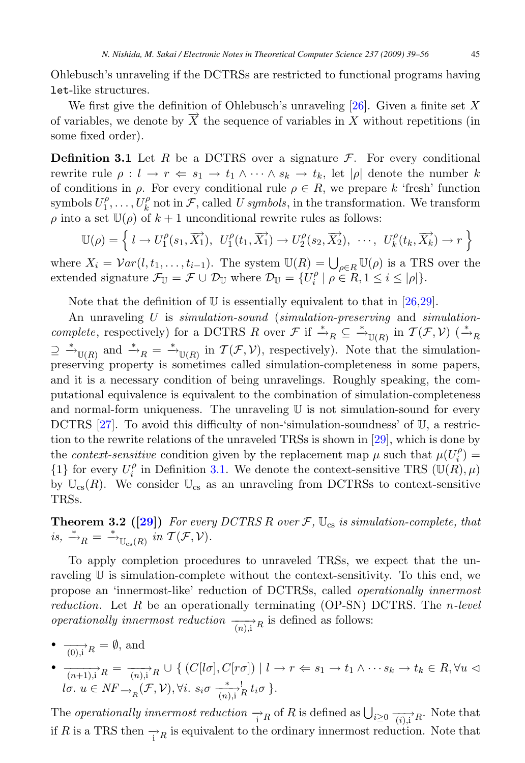Ohlebusch's unraveling if the DCTRSs are restricted to functional programs having `let`-like structures.

We first give the definition of Ohlebusch's unraveling [26]. Given a finite set $X$ of variables, we denote by $\overrightarrow{X}$ the sequence of variables in $X$ without repetitions (in some fixed order).

**Definition 3.1** Let $R$ be a DCTRS over a signature $\mathcal{F}$. For every conditional rewrite rule $\rho : l \to r \Leftarrow s_1 \to t_1 \wedge \cdots \wedge s_k \to t_k$, let $|\rho|$ denote the number $k$ of conditions in $\rho$. For every conditional rule $\rho \in R$, we prepare $k$ 'fresh' function symbols $U_1^\rho, \ldots, U_k^\rho$ not in $\mathcal{F}$, called *U symbols*, in the transformation. We transform $\rho$ into a set $\mathbb{U}(\rho)$ of $k+1$ unconditional rewrite rules as follows:

$$\mathbb{U}(\rho) = \left\{ \, l \to U_1^\rho(s_1, \overrightarrow{X_1}), \;\; U_1^\rho(t_1, \overrightarrow{X_1}) \to U_2^\rho(s_2, \overrightarrow{X_2}), \;\; \cdots, \;\; U_k^\rho(t_k, \overrightarrow{X_k}) \to r \, \right\}$$

where $X_i = \mathcal{V}ar(l, t_1, \ldots, t_{i-1})$. The system $\mathbb{U}(R) = \bigcup_{\rho \in R} \mathbb{U}(\rho)$ is a TRS over the extended signature $\mathcal{F}_{\mathbb{U}} = \mathcal{F} \cup \mathcal{D}_{\mathbb{U}}$ where $\mathcal{D}_{\mathbb{U}} = \{U_i^\rho \mid \rho \in R, 1 \le i \le |\rho|\}$.

Note that the definition of $\mathbb{U}$ is essentially equivalent to that in [26,29].

An unraveling $U$ is *simulation-sound* (*simulation-preserving* and *simulation-complete*, respectively) for a DCTRS $R$ over $\mathcal{F}$ if $\xrightarrow{*}_R \subseteq \xrightarrow{*}_{\mathbb{U}(R)}$ in $\mathcal{T}(\mathcal{F}, \mathcal{V})$ ($\xrightarrow{*}_R \supseteq \xrightarrow{*}_{\mathbb{U}(R)}$ and $\xrightarrow{*}_R = \xrightarrow{*}_{\mathbb{U}(R)}$ in $\mathcal{T}(\mathcal{F}, \mathcal{V})$, respectively). Note that the simulation-preserving property is sometimes called simulation-completeness in some papers, and it is a necessary condition of being unravelings. Roughly speaking, the computational equivalence is equivalent to the combination of simulation-completeness and normal-form uniqueness. The unraveling $\mathbb{U}$ is not simulation-sound for every DCTRS [27]. To avoid this difficulty of non-'simulation-soundness' of $\mathbb{U}$, a restriction to the rewrite relations of the unraveled TRSs is shown in [29], which is done by the *context-sensitive* condition given by the replacement map $\mu$ such that $\mu(U_i^\rho) = \{1\}$ for every $U_i^\rho$ in Definition 3.1. We denote the context-sensitive TRS $(\mathbb{U}(R), \mu)$ by $\mathbb{U}_{\mathrm{cs}}(R)$. We consider $\mathbb{U}_{\mathrm{cs}}$ as an unraveling from DCTRSs to context-sensitive TRSs.

**Theorem 3.2 ([29])** *For every DCTRS $R$ over $\mathcal{F}$, $\mathbb{U}_{\mathrm{cs}}$ is simulation-complete, that is, $\xrightarrow{*}_R = \xrightarrow{*}_{\mathbb{U}_{\mathrm{cs}}(R)}$ in $\mathcal{T}(\mathcal{F}, \mathcal{V})$.*

To apply completion procedures to unraveled TRSs, we expect that the unraveling $\mathbb{U}$ is simulation-complete without the context-sensitivity. To this end, we propose an 'innermost-like' reduction of DCTRSs, called *operationally innermost reduction*. Let $R$ be an operationally terminating (OP-SN) DCTRS. The *$n$-level operationally innermost reduction* $\xrightarrow[(n),\mathrm{i}]{}_R$ is defined as follows:

- $\xrightarrow[(0),\mathrm{i}]{}_R = \emptyset$, and
- $\xrightarrow[(n+1),\mathrm{i}]{}_R = \xrightarrow[(n),\mathrm{i}]{}_R \cup \{ \, (C[l\sigma], C[r\sigma]) \mid l \to r \Leftarrow s_1 \to t_1 \wedge \cdots s_k \to t_k \in R, \forall u \lhd l\sigma. \; u \in NF_{\to_R}(\mathcal{F}, \mathcal{V}), \forall i. \; s_i\sigma \xrightarrow[(n),\mathrm{i}]{*}{}^{!}_R \, t_i\sigma \, \}$.

The *operationally innermost reduction* $\xrightarrow[\mathrm{i}]{}_R$ of $R$ is defined as $\bigcup_{i \ge 0} \xrightarrow[(i),\mathrm{i}]{}_R$. Note that if $R$ is a TRS then $\xrightarrow[\mathrm{i}]{}_R$ is equivalent to the ordinary innermost reduction. Note that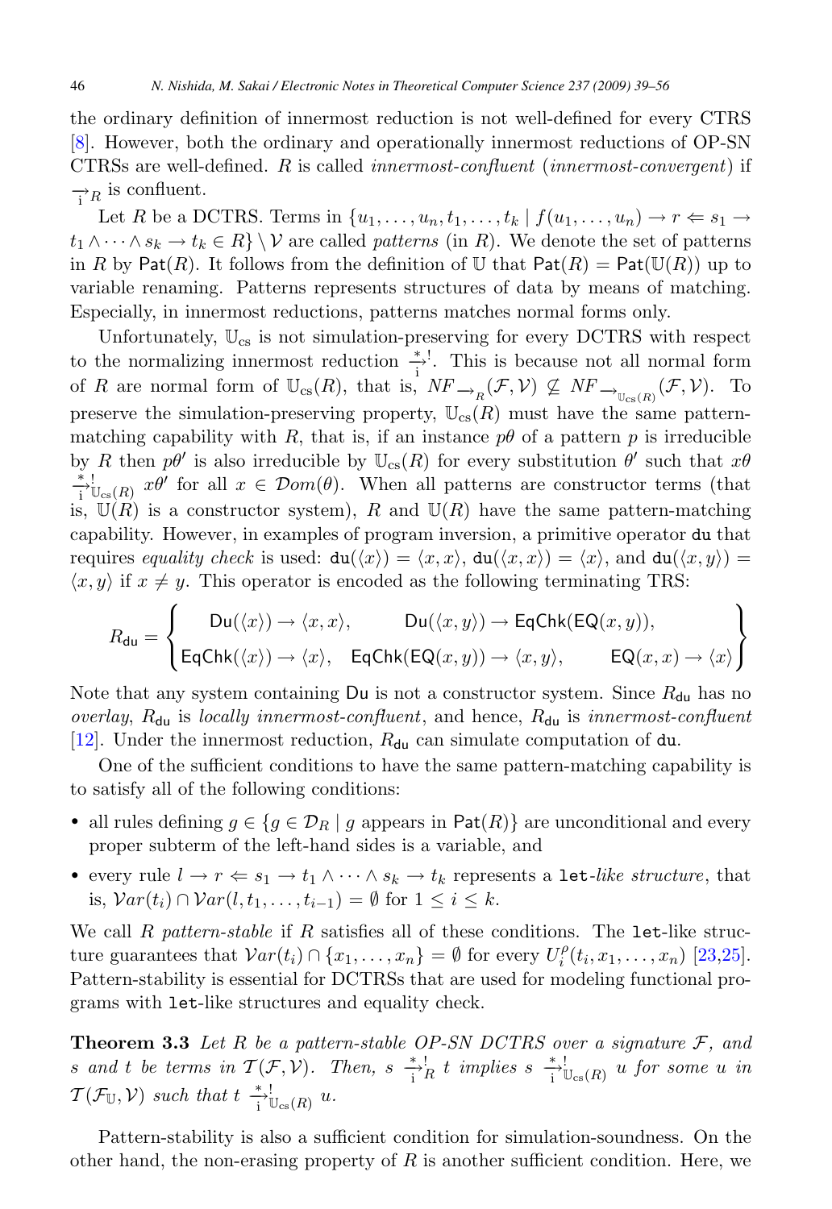the ordinary definition of innermost reduction is not well-defined for every CTRS [8]. However, both the ordinary and operationally innermost reductions of OP-SN CTRSs are well-defined. $R$ is called *innermost-confluent* (*innermost-convergent*) if $\xrightarrow[\mathrm{i}]{}_R$ is confluent.

Let $R$ be a DCTRS. Terms in $\{u_1, \ldots, u_n, t_1, \ldots, t_k \mid f(u_1, \ldots, u_n) \to r \Leftarrow s_1 \to t_1 \wedge \cdots \wedge s_k \to t_k \in R\} \setminus \mathcal{V}$ are called *patterns* (in $R$). We denote the set of patterns in $R$ by $\mathsf{Pat}(R)$. It follows from the definition of $\mathbb{U}$ that $\mathsf{Pat}(R) = \mathsf{Pat}(\mathbb{U}(R))$ up to variable renaming. Patterns represents structures of data by means of matching. Especially, in innermost reductions, patterns matches normal forms only.

Unfortunately, $\mathbb{U}_{\mathrm{cs}}$ is not simulation-preserving for every DCTRS with respect to the normalizing innermost reduction $\xrightarrow[\mathrm{i}]{*}{}^!$. This is because not all normal form of $R$ are normal form of $\mathbb{U}_{\mathrm{cs}}(R)$, that is, $NF_{\to_R}(\mathcal{F}, \mathcal{V}) \not\subseteq NF_{\to_{\mathbb{U}_{\mathrm{cs}}(R)}}(\mathcal{F}, \mathcal{V})$. To preserve the simulation-preserving property, $\mathbb{U}_{\mathrm{cs}}(R)$ must have the same pattern-matching capability with $R$, that is, if an instance $p\theta$ of a pattern $p$ is irreducible by $R$ then $p\theta'$ is also irreducible by $\mathbb{U}_{\mathrm{cs}}(R)$ for every substitution $\theta'$ such that $x\theta \xrightarrow[\mathrm{i}]{*}{}^!_{\mathbb{U}_{\mathrm{cs}}(R)} x\theta'$ for all $x \in \mathcal{D}om(\theta)$. When all patterns are constructor terms (that is, $\mathbb{U}(R)$ is a constructor system), $R$ and $\mathbb{U}(R)$ have the same pattern-matching capability. However, in examples of program inversion, a primitive operator $\mathtt{du}$ that requires *equality check* is used: $\mathtt{du}(\langle x \rangle) = \langle x, x \rangle$, $\mathtt{du}(\langle x, x \rangle) = \langle x \rangle$, and $\mathtt{du}(\langle x, y \rangle) = \langle x, y \rangle$ if $x \neq y$. This operator is encoded as the following terminating TRS:

$$R_{\mathtt{du}} = \left\{ \begin{array}{lll} \mathsf{Du}(\langle x \rangle) \to \langle x, x \rangle, & \mathsf{Du}(\langle x, y \rangle) \to \mathsf{EqChk}(\mathsf{EQ}(x, y)), & \\ \mathsf{EqChk}(\langle x \rangle) \to \langle x \rangle, & \mathsf{EqChk}(\mathsf{EQ}(x, y)) \to \langle x, y \rangle, & \mathsf{EQ}(x, x) \to \langle x \rangle \end{array} \right\}$$

Note that any system containing $\mathsf{Du}$ is not a constructor system. Since $R_{\mathtt{du}}$ has no *overlay*, $R_{\mathtt{du}}$ is *locally innermost-confluent*, and hence, $R_{\mathtt{du}}$ is *innermost-confluent* [12]. Under the innermost reduction, $R_{\mathtt{du}}$ can simulate computation of $\mathtt{du}$.

One of the sufficient conditions to have the same pattern-matching capability is to satisfy all of the following conditions:

- all rules defining $g \in \{g \in \mathcal{D}_R \mid g \text{ appears in } \mathsf{Pat}(R)\}$ are unconditional and every proper subterm of the left-hand sides is a variable, and
- every rule $l \to r \Leftarrow s_1 \to t_1 \wedge \cdots \wedge s_k \to t_k$ represents a $\mathtt{let}$-*like structure*, that is, $\mathcal{V}ar(t_i) \cap \mathcal{V}ar(l, t_1, \ldots, t_{i-1}) = \emptyset$ for $1 \leq i \leq k$.

We call $R$ *pattern-stable* if $R$ satisfies all of these conditions. The $\mathtt{let}$-like structure guarantees that $\mathcal{V}ar(t_i) \cap \{x_1, \ldots, x_n\} = \emptyset$ for every $U_i^\rho(t_i, x_1, \ldots, x_n)$ [23,25]. Pattern-stability is essential for DCTRSs that are used for modeling functional programs with $\mathtt{let}$-like structures and equality check.

**Theorem 3.3** *Let $R$ be a pattern-stable OP-SN DCTRS over a signature $\mathcal{F}$, and $s$ and $t$ be terms in $\mathcal{T}(\mathcal{F}, \mathcal{V})$. Then, $s \xrightarrow[\mathrm{i}]{*}{}^!_R t$ implies $s \xrightarrow[\mathrm{i}]{*}{}^!_{\mathbb{U}_{\mathrm{cs}}(R)} u$ for some $u$ in $\mathcal{T}(\mathcal{F}_{\mathbb{U}}, \mathcal{V})$ such that $t \xrightarrow[\mathrm{i}]{*}{}^!_{\mathbb{U}_{\mathrm{cs}}(R)} u$.*

Pattern-stability is also a sufficient condition for simulation-soundness. On the other hand, the non-erasing property of $R$ is another sufficient condition. Here, we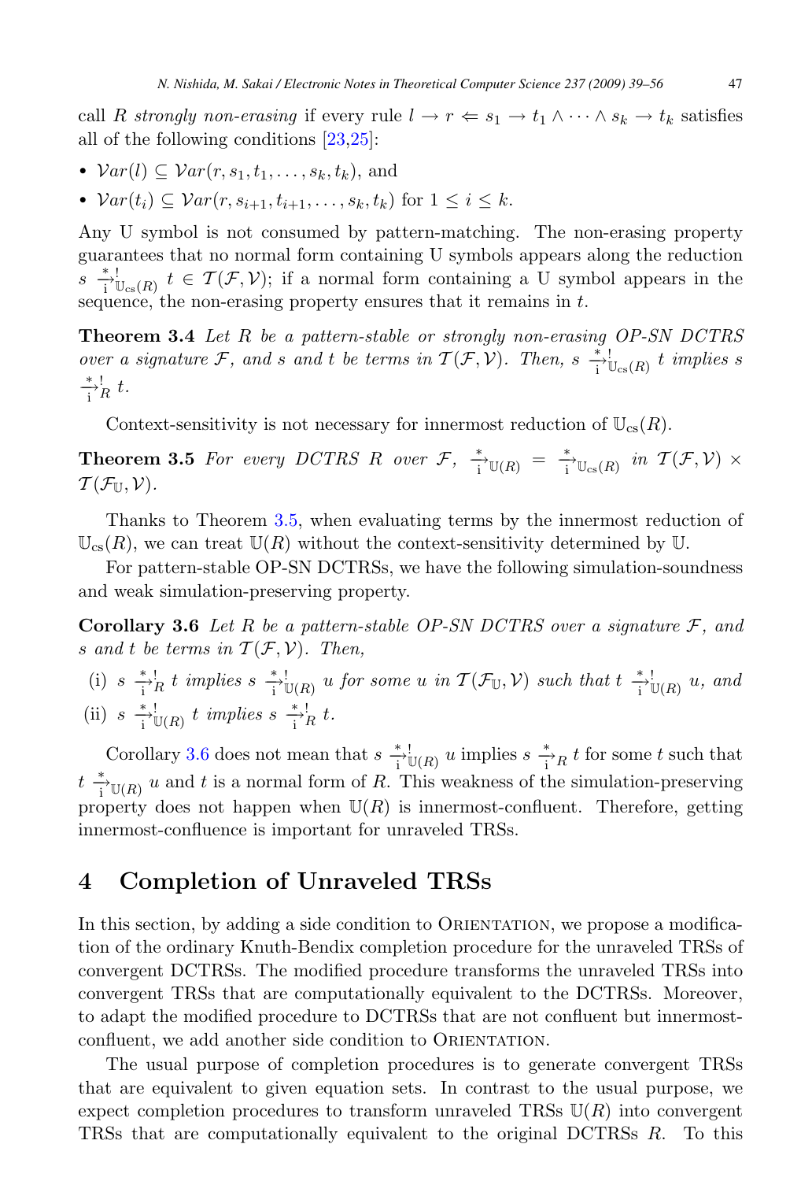call $R$ *strongly non-erasing* if every rule $l \to r \Leftarrow s_1 \to t_1 \wedge \cdots \wedge s_k \to t_k$ satisfies all of the following conditions [23,25]:

- $\mathcal{V}ar(l) \subseteq \mathcal{V}ar(r, s_1, t_1, \ldots, s_k, t_k)$, and
- $\mathcal{V}ar(t_i) \subseteq \mathcal{V}ar(r, s_{i+1}, t_{i+1}, \ldots, s_k, t_k)$ for $1 \leq i \leq k$.

Any U symbol is not consumed by pattern-matching. The non-erasing property guarantees that no normal form containing U symbols appears along the reduction $s \xrightarrow[\text{i}]{*}{}^{!}_{\mathbb{U}_{\text{cs}}(R)} t \in \mathcal{T}(\mathcal{F}, \mathcal{V})$; if a normal form containing a U symbol appears in the sequence, the non-erasing property ensures that it remains in $t$.

**Theorem 3.4** *Let $R$ be a pattern-stable or strongly non-erasing OP-SN DCTRS over a signature $\mathcal{F}$, and $s$ and $t$ be terms in $\mathcal{T}(\mathcal{F}, \mathcal{V})$. Then, $s \xrightarrow[\text{i}]{*}{}^{!}_{\mathbb{U}_{\text{cs}}(R)} t$ implies $s \xrightarrow[\text{i}]{*}{}^{!}_{R} t$.*

Context-sensitivity is not necessary for innermost reduction of $\mathbb{U}_{\text{cs}}(R)$.

**Theorem 3.5** *For every DCTRS $R$ over $\mathcal{F}$, $\xrightarrow[\text{i}]{*}_{\mathbb{U}(R)} = \xrightarrow[\text{i}]{*}_{\mathbb{U}_{\text{cs}}(R)}$ in $\mathcal{T}(\mathcal{F}, \mathcal{V}) \times \mathcal{T}(\mathcal{F}_{\mathbb{U}}, \mathcal{V})$.*

Thanks to Theorem 3.5, when evaluating terms by the innermost reduction of $\mathbb{U}_{\text{cs}}(R)$, we can treat $\mathbb{U}(R)$ without the context-sensitivity determined by $\mathbb{U}$.

For pattern-stable OP-SN DCTRSs, we have the following simulation-soundness and weak simulation-preserving property.

**Corollary 3.6** *Let $R$ be a pattern-stable OP-SN DCTRS over a signature $\mathcal{F}$, and $s$ and $t$ be terms in $\mathcal{T}(\mathcal{F}, \mathcal{V})$. Then,*

(i) *$s \xrightarrow[\text{i}]{*}{}^{!}_{R} t$ implies $s \xrightarrow[\text{i}]{*}{}^{!}_{\mathbb{U}(R)} u$ for some $u$ in $\mathcal{T}(\mathcal{F}_{\mathbb{U}}, \mathcal{V})$ such that $t \xrightarrow[\text{i}]{*}{}^{!}_{\mathbb{U}(R)} u$, and*

(ii) *$s \xrightarrow[\text{i}]{*}{}^{!}_{\mathbb{U}(R)} t$ implies $s \xrightarrow[\text{i}]{*}{}^{!}_{R} t$.*

Corollary 3.6 does not mean that $s \xrightarrow[\text{i}]{*}{}^{!}_{\mathbb{U}(R)} u$ implies $s \xrightarrow[\text{i}]{*}_{R} t$ for some $t$ such that $t \xrightarrow[\text{i}]{*}_{\mathbb{U}(R)} u$ and $t$ is a normal form of $R$. This weakness of the simulation-preserving property does not happen when $\mathbb{U}(R)$ is innermost-confluent. Therefore, getting innermost-confluence is important for unraveled TRSs.

## 4 Completion of Unraveled TRSs

In this section, by adding a side condition to Orientation, we propose a modification of the ordinary Knuth-Bendix completion procedure for the unraveled TRSs of convergent DCTRSs. The modified procedure transforms the unraveled TRSs into convergent TRSs that are computationally equivalent to the DCTRSs. Moreover, to adapt the modified procedure to DCTRSs that are not confluent but innermost-confluent, we add another side condition to Orientation.

The usual purpose of completion procedures is to generate convergent TRSs that are equivalent to given equation sets. In contrast to the usual purpose, we expect completion procedures to transform unraveled TRSs $\mathbb{U}(R)$ into convergent TRSs that are computationally equivalent to the original DCTRSs $R$. To this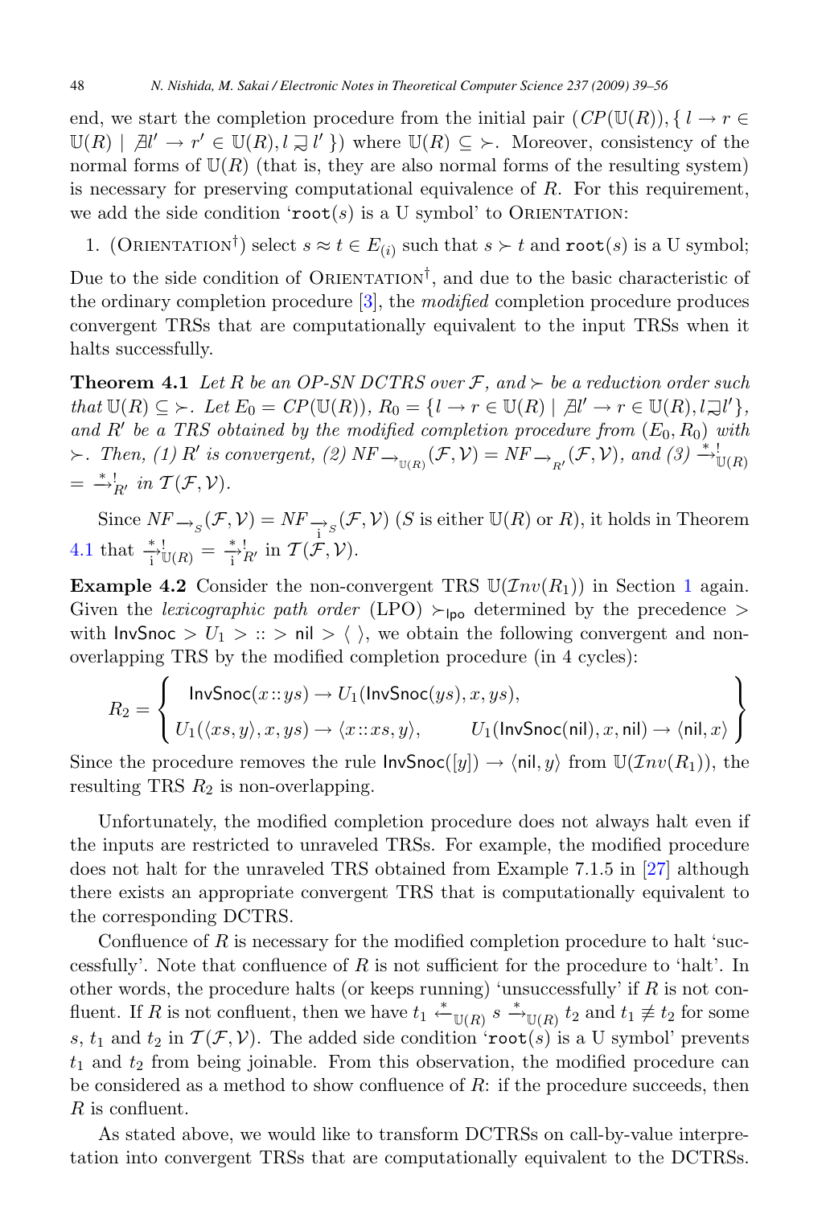end, we start the completion procedure from the initial pair $(CP(\mathbb{U}(R)), \{ l \to r \in \mathbb{U}(R) \mid \nexists l' \to r' \in \mathbb{U}(R), l \sqsupset l' \})$ where $\mathbb{U}(R) \subseteq \succ$. Moreover, consistency of the normal forms of $\mathbb{U}(R)$ (that is, they are also normal forms of the resulting system) is necessary for preserving computational equivalence of $R$. For this requirement, we add the side condition '$\texttt{root}(s)$ is a U symbol' to Orientation:

1. (Orientation$^\dagger$) select $s \approx t \in E_{(i)}$ such that $s \succ t$ and $\texttt{root}(s)$ is a U symbol;

Due to the side condition of Orientation$^\dagger$, and due to the basic characteristic of the ordinary completion procedure [3], the *modified* completion procedure produces convergent TRSs that are computationally equivalent to the input TRSs when it halts successfully.

**Theorem 4.1** *Let $R$ be an OP-SN DCTRS over $\mathcal{F}$, and $\succ$ be a reduction order such that $\mathbb{U}(R) \subseteq \succ$. Let $E_0 = CP(\mathbb{U}(R))$, $R_0 = \{ l \to r \in \mathbb{U}(R) \mid \nexists l' \to r \in \mathbb{U}(R), l \sqsupset l' \}$, and $R'$ be a TRS obtained by the modified completion procedure from $(E_0, R_0)$ with $\succ$. Then, (1) $R'$ is convergent, (2) $NF_{\to_{\mathbb{U}(R)}}(\mathcal{F}, \mathcal{V}) = NF_{\to_{R'}}(\mathcal{F}, \mathcal{V})$, and (3) $\xrightarrow{*}{}^!_{\mathbb{U}(R)} = \xrightarrow{*}{}^!_{R'}$ in $\mathcal{T}(\mathcal{F}, \mathcal{V})$.*

Since $NF_{\to_S}(\mathcal{F}, \mathcal{V}) = NF_{\underset{\mathrm{i}}{\to}_S}(\mathcal{F}, \mathcal{V})$ ($S$ is either $\mathbb{U}(R)$ or $R$), it holds in Theorem 4.1 that $\underset{\mathrm{i}}{\xrightarrow{*}}{}^!_{\mathbb{U}(R)} = \underset{\mathrm{i}}{\xrightarrow{*}}{}^!_{R'}$ in $\mathcal{T}(\mathcal{F}, \mathcal{V})$.

**Example 4.2** Consider the non-convergent TRS $\mathbb{U}(\mathcal{I}nv(R_1))$ in Section 1 again. Given the *lexicographic path order* (LPO) $\succ_{\mathsf{lpo}}$ determined by the precedence $>$ with $\mathsf{InvSnoc} > U_1 > \, :: \, > \mathsf{nil} > \langle\ \rangle$, we obtain the following convergent and non-overlapping TRS by the modified completion procedure (in 4 cycles):

$$R_2 = \left\{ \begin{array}{ll} \mathsf{InvSnoc}(x :: ys) \to U_1(\mathsf{InvSnoc}(ys), x, ys), & \\ U_1(\langle xs, y \rangle, x, ys) \to \langle x :: xs, y \rangle, & U_1(\mathsf{InvSnoc}(\mathsf{nil}), x, \mathsf{nil}) \to \langle \mathsf{nil}, x \rangle \end{array} \right\}$$

Since the procedure removes the rule $\mathsf{InvSnoc}([y]) \to \langle \mathsf{nil}, y \rangle$ from $\mathbb{U}(\mathcal{I}nv(R_1))$, the resulting TRS $R_2$ is non-overlapping.

Unfortunately, the modified completion procedure does not always halt even if the inputs are restricted to unraveled TRSs. For example, the modified procedure does not halt for the unraveled TRS obtained from Example 7.1.5 in [27] although there exists an appropriate convergent TRS that is computationally equivalent to the corresponding DCTRS.

Confluence of $R$ is necessary for the modified completion procedure to halt 'successfully'. Note that confluence of $R$ is not sufficient for the procedure to 'halt'. In other words, the procedure halts (or keeps running) 'unsuccessfully' if $R$ is not confluent. If $R$ is not confluent, then we have $t_1 \xleftarrow{*}_{\mathbb{U}(R)} s \xrightarrow{*}_{\mathbb{U}(R)} t_2$ and $t_1 \not\equiv t_2$ for some $s$, $t_1$ and $t_2$ in $\mathcal{T}(\mathcal{F}, \mathcal{V})$. The added side condition '$\texttt{root}(s)$ is a U symbol' prevents $t_1$ and $t_2$ from being joinable. From this observation, the modified procedure can be considered as a method to show confluence of $R$: if the procedure succeeds, then $R$ is confluent.

As stated above, we would like to transform DCTRSs on call-by-value interpretation into convergent TRSs that are computationally equivalent to the DCTRSs.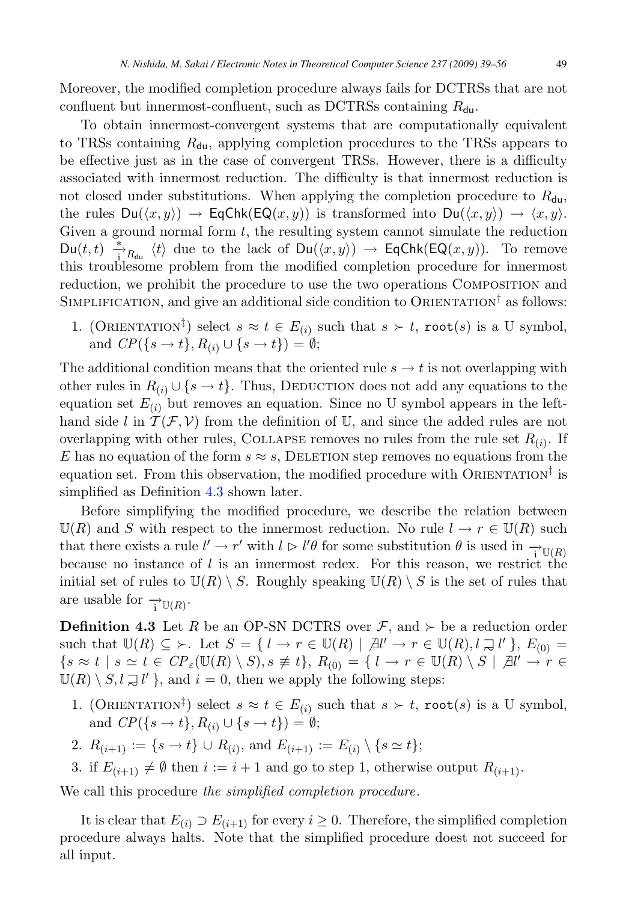Moreover, the modified completion procedure always fails for DCTRSs that are not confluent but innermost-confluent, such as DCTRSs containing $R_{\mathsf{du}}$.

To obtain innermost-convergent systems that are computationally equivalent to TRSs containing $R_{\mathsf{du}}$, applying completion procedures to the TRSs appears to be effective just as in the case of convergent TRSs. However, there is a difficulty associated with innermost reduction. The difficulty is that innermost reduction is not closed under substitutions. When applying the completion procedure to $R_{\mathsf{du}}$, the rules $\mathsf{Du}(\langle x,y\rangle) \to \mathsf{EqChk}(\mathsf{EQ}(x,y))$ is transformed into $\mathsf{Du}(\langle x,y\rangle) \to \langle x,y\rangle$. Given a ground normal form $t$, the resulting system cannot simulate the reduction $\mathsf{Du}(t,t) \xrightarrow[\mathrm{i}]{*}_{R_{\mathsf{du}}} \langle t\rangle$ due to the lack of $\mathsf{Du}(\langle x,y\rangle) \to \mathsf{EqChk}(\mathsf{EQ}(x,y))$. To remove this troublesome problem from the modified completion procedure for innermost reduction, we prohibit the procedure to use the two operations COMPOSITION and SIMPLIFICATION, and give an additional side condition to ORIENTATION$^\dagger$ as follows:

1. (ORIENTATION$^\ddagger$) select $s \approx t \in E_{(i)}$ such that $s \succ t$, $\mathtt{root}(s)$ is a U symbol, and $CP(\{s \to t\}, R_{(i)} \cup \{s \to t\}) = \emptyset$;

The additional condition means that the oriented rule $s \to t$ is not overlapping with other rules in $R_{(i)} \cup \{s \to t\}$. Thus, DEDUCTION does not add any equations to the equation set $E_{(i)}$ but removes an equation. Since no U symbol appears in the left-hand side $l$ in $\mathcal{T}(\mathcal{F},\mathcal{V})$ from the definition of $\mathbb{U}$, and since the added rules are not overlapping with other rules, COLLAPSE removes no rules from the rule set $R_{(i)}$. If $E$ has no equation of the form $s \approx s$, DELETION step removes no equations from the equation set. From this observation, the modified procedure with ORIENTATION$^\ddagger$ is simplified as Definition 4.3 shown later.

Before simplifying the modified procedure, we describe the relation between $\mathbb{U}(R)$ and $S$ with respect to the innermost reduction. No rule $l \to r \in \mathbb{U}(R)$ such that there exists a rule $l' \to r'$ with $l \rhd l'\theta$ for some substitution $\theta$ is used in $\xrightarrow[\mathrm{i}]{}_{\mathbb{U}(R)}$ because no instance of $l$ is an innermost redex. For this reason, we restrict the initial set of rules to $\mathbb{U}(R) \setminus S$. Roughly speaking $\mathbb{U}(R) \setminus S$ is the set of rules that are usable for $\xrightarrow[\mathrm{i}]{}_{\mathbb{U}(R)}$.

**Definition 4.3** Let $R$ be an OP-SN DCTRS over $\mathcal{F}$, and $\succ$ be a reduction order such that $\mathbb{U}(R) \subseteq \succ$. Let $S = \{\, l \to r \in \mathbb{U}(R) \mid \nexists l' \to r' \in \mathbb{U}(R), l \sqsupset l' \,\}$, $E_{(0)} = \{s \approx t \mid s \simeq t \in CP_\varepsilon(\mathbb{U}(R) \setminus S), s \not\equiv t\}$, $R_{(0)} = \{\, l \to r \in \mathbb{U}(R) \setminus S \mid \nexists l' \to r \in \mathbb{U}(R) \setminus S, l \sqsupset l' \,\}$, and $i = 0$, then we apply the following steps:

1. (ORIENTATION$^\ddagger$) select $s \approx t \in E_{(i)}$ such that $s \succ t$, $\mathtt{root}(s)$ is a U symbol, and $CP(\{s \to t\}, R_{(i)} \cup \{s \to t\}) = \emptyset$;
2. $R_{(i+1)} := \{s \to t\} \cup R_{(i)}$, and $E_{(i+1)} := E_{(i)} \setminus \{s \simeq t\}$;
3. if $E_{(i+1)} \neq \emptyset$ then $i := i + 1$ and go to step 1, otherwise output $R_{(i+1)}$.

We call this procedure *the simplified completion procedure*.

It is clear that $E_{(i)} \supset E_{(i+1)}$ for every $i \geq 0$. Therefore, the simplified completion procedure always halts. Note that the simplified procedure doest not succeed for all input.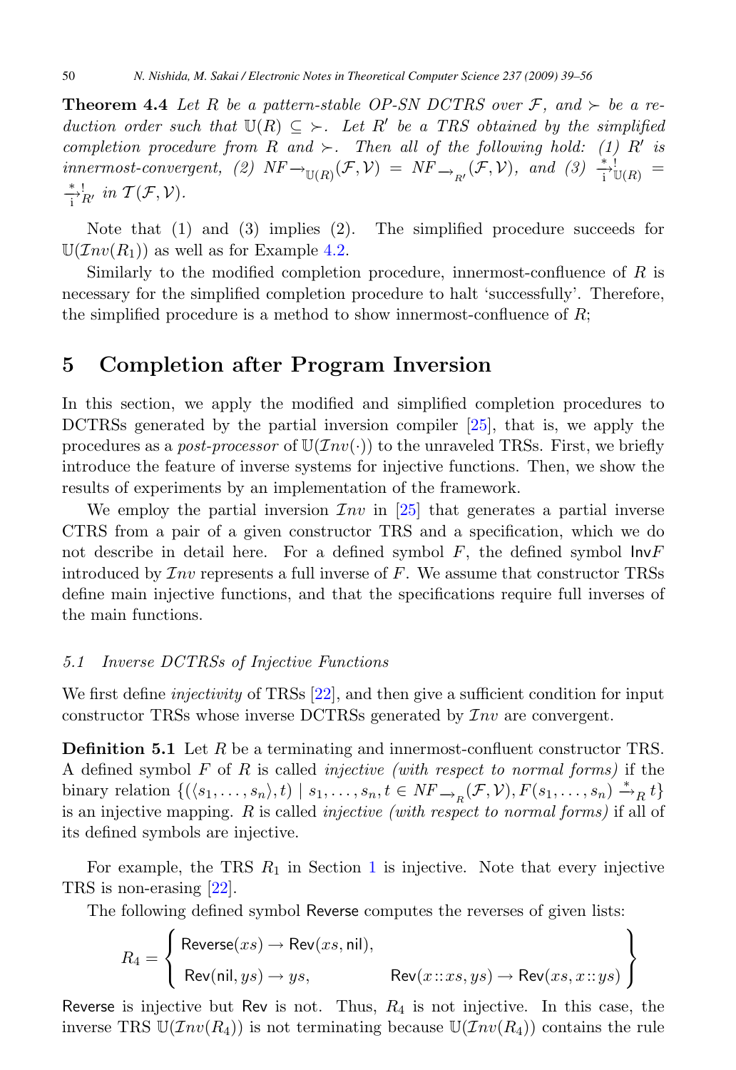**Theorem 4.4** *Let $R$ be a pattern-stable OP-SN DCTRS over $\mathcal{F}$, and $\succ$ be a reduction order such that $\mathbb{U}(R) \subseteq \succ$. Let $R'$ be a TRS obtained by the simplified completion procedure from $R$ and $\succ$. Then all of the following hold: (1) $R'$ is innermost-convergent, (2) $NF_{\to_{\mathbb{U}(R)}}(\mathcal{F},\mathcal{V}) = NF_{\to_{R'}}(\mathcal{F},\mathcal{V})$, and (3) $\xrightarrow[\mathrm{i}]{*}{}^{!}_{\mathbb{U}(R)} = \xrightarrow[\mathrm{i}]{*}{}^{!}_{R'}$ in $\mathcal{T}(\mathcal{F},\mathcal{V})$.*

Note that (1) and (3) implies (2). The simplified procedure succeeds for $\mathbb{U}(\mathcal{I}nv(R_1))$ as well as for Example 4.2.

Similarly to the modified completion procedure, innermost-confluence of $R$ is necessary for the simplified completion procedure to halt 'successfully'. Therefore, the simplified procedure is a method to show innermost-confluence of $R$;

## 5 Completion after Program Inversion

In this section, we apply the modified and simplified completion procedures to DCTRSs generated by the partial inversion compiler [25], that is, we apply the procedures as a *post-processor* of $\mathbb{U}(\mathcal{I}nv(\cdot))$ to the unraveled TRSs. First, we briefly introduce the feature of inverse systems for injective functions. Then, we show the results of experiments by an implementation of the framework.

We employ the partial inversion $\mathcal{I}nv$ in [25] that generates a partial inverse CTRS from a pair of a given constructor TRS and a specification, which we do not describe in detail here. For a defined symbol $F$, the defined symbol $\mathsf{Inv}F$ introduced by $\mathcal{I}nv$ represents a full inverse of $F$. We assume that constructor TRSs define main injective functions, and that the specifications require full inverses of the main functions.

### 5.1 Inverse DCTRSs of Injective Functions

We first define *injectivity* of TRSs [22], and then give a sufficient condition for input constructor TRSs whose inverse DCTRSs generated by $\mathcal{I}nv$ are convergent.

**Definition 5.1** Let $R$ be a terminating and innermost-confluent constructor TRS. A defined symbol $F$ of $R$ is called *injective (with respect to normal forms)* if the binary relation $\{(\langle s_1,\ldots,s_n\rangle, t) \mid s_1,\ldots,s_n,t \in NF_{\to_R}(\mathcal{F},\mathcal{V}), F(s_1,\ldots,s_n) \xrightarrow{*}_R t\}$ is an injective mapping. $R$ is called *injective (with respect to normal forms)* if all of its defined symbols are injective.

For example, the TRS $R_1$ in Section 1 is injective. Note that every injective TRS is non-erasing [22].

The following defined symbol $\mathsf{Reverse}$ computes the reverses of given lists:

$$R_4 = \left\{ \begin{array}{ll} \mathsf{Reverse}(xs) \to \mathsf{Rev}(xs, \mathsf{nil}), & \\ \mathsf{Rev}(\mathsf{nil}, ys) \to ys, & \mathsf{Rev}(x\!::\!xs, ys) \to \mathsf{Rev}(xs, x\!::\!ys) \end{array} \right\}$$

$\mathsf{Reverse}$ is injective but $\mathsf{Rev}$ is not. Thus, $R_4$ is not injective. In this case, the inverse TRS $\mathbb{U}(\mathcal{I}nv(R_4))$ is not terminating because $\mathbb{U}(\mathcal{I}nv(R_4))$ contains the rule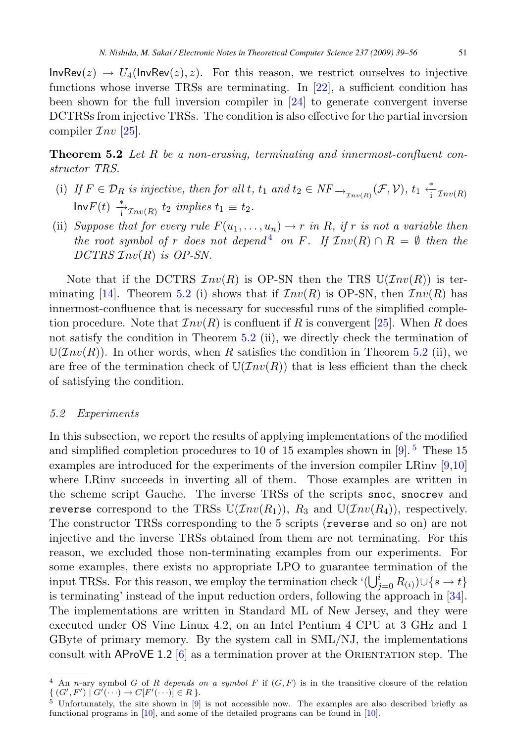$\mathsf{InvRev}(z) \to U_4(\mathsf{InvRev}(z), z)$. For this reason, we restrict ourselves to injective functions whose inverse TRSs are terminating. In [22], a sufficient condition has been shown for the full inversion compiler in [24] to generate convergent inverse DCTRSs from injective TRSs. The condition is also effective for the partial inversion compiler $\mathcal{I}nv$ [25].

**Theorem 5.2** *Let $R$ be a non-erasing, terminating and innermost-confluent constructor TRS.*

(i) *If $F \in \mathcal{D}_R$ is injective, then for all $t$, $t_1$ and $t_2 \in NF_{\rightarrow_{\mathcal{I}nv(R)}}(\mathcal{F}, \mathcal{V})$, $t_1 \overset{*}{\underset{\mathrm{i}}{\leftarrow}}_{\mathcal{I}nv(R)} \mathsf{Inv}F(t) \overset{*}{\underset{\mathrm{i}}{\rightarrow}}_{\mathcal{I}nv(R)} t_2$ implies $t_1 \equiv t_2$.*

(ii) *Suppose that for every rule $F(u_1, \ldots, u_n) \to r$ in $R$, if $r$ is not a variable then the root symbol of $r$ does not depend[4] on $F$. If $\mathcal{I}nv(R) \cap R = \emptyset$ then the DCTRS $\mathcal{I}nv(R)$ is OP-SN.*

Note that if the DCTRS $\mathcal{I}nv(R)$ is OP-SN then the TRS $\mathbb{U}(\mathcal{I}nv(R))$ is terminating [14]. Theorem 5.2 (i) shows that if $\mathcal{I}nv(R)$ is OP-SN, then $\mathcal{I}nv(R)$ has innermost-confluence that is necessary for successful runs of the simplified completion procedure. Note that $\mathcal{I}nv(R)$ is confluent if $R$ is convergent [25]. When $R$ does not satisfy the condition in Theorem 5.2 (ii), we directly check the termination of $\mathbb{U}(\mathcal{I}nv(R))$. In other words, when $R$ satisfies the condition in Theorem 5.2 (ii), we are free of the termination check of $\mathbb{U}(\mathcal{I}nv(R))$ that is less efficient than the check of satisfying the condition.

### 5.2 Experiments

In this subsection, we report the results of applying implementations of the modified and simplified completion procedures to 10 of 15 examples shown in [9].[5] These 15 examples are introduced for the experiments of the inversion compiler LRinv [9,10] where LRinv succeeds in inverting all of them. Those examples are written in the scheme script Gauche. The inverse TRSs of the scripts `snoc`, `snocrev` and `reverse` correspond to the TRSs $\mathbb{U}(\mathcal{I}nv(R_1))$, $R_3$ and $\mathbb{U}(\mathcal{I}nv(R_4))$, respectively. The constructor TRSs corresponding to the 5 scripts (`reverse` and so on) are not injective and the inverse TRSs obtained from them are not terminating. For this reason, we excluded those non-terminating examples from our experiments. For some examples, there exists no appropriate LPO to guarantee termination of the input TRSs. For this reason, we employ the termination check '$(\bigcup_{j=0}^{i} R_{(i)}) \cup \{s \to t\}$ is terminating' instead of the input reduction orders, following the approach in [34]. The implementations are written in Standard ML of New Jersey, and they were executed under OS Vine Linux 4.2, on an Intel Pentium 4 CPU at 3 GHz and 1 GByte of primary memory. By the system call in SML/NJ, the implementations consult with AProVE 1.2 [6] as a termination prover at the Orientation step. The

---

[4] An $n$-ary symbol $G$ of $R$ *depends on a symbol* $F$ if $(G, F)$ is in the transitive closure of the relation $\{\, (G', F') \mid G'(\cdots) \to C[F'(\cdots)] \in R \,\}$.

[5] Unfortunately, the site shown in [9] is not accessible now. The examples are also described briefly as functional programs in [10], and some of the detailed programs can be found in [10].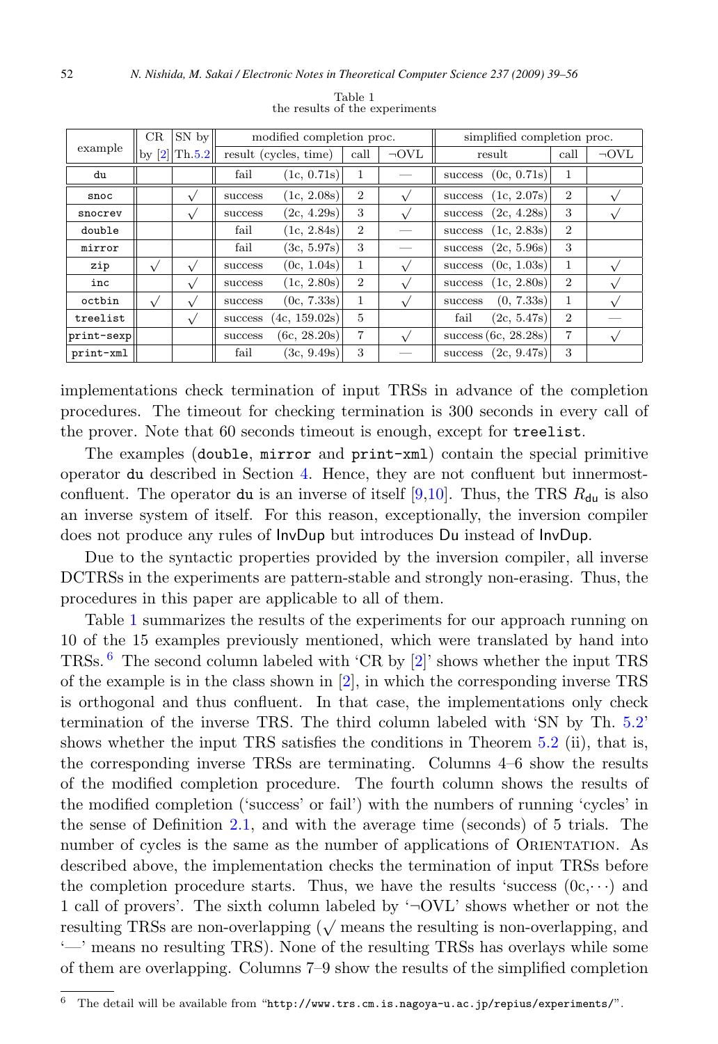Table 1
the results of the experiments

| example | CR by [2] | SN by Th.5.2 | modified completion proc. | | | simplified completion proc. | | |
|---|---|---|---|---|---|---|---|---|
| | | | result (cycles, time) | call | ¬OVL | result | call | ¬OVL |
| du | | | fail (1c, 0.71s) | 1 | — | success (0c, 0.71s) | 1 | |
| snoc | | √ | success (1c, 2.08s) | 2 | √ | success (1c, 2.07s) | 2 | √ |
| snocrev | | √ | success (2c, 4.29s) | 3 | √ | success (2c, 4.28s) | 3 | √ |
| double | | | fail (1c, 2.84s) | 2 | — | success (1c, 2.83s) | 2 | |
| mirror | | | fail (3c, 5.97s) | 3 | — | success (2c, 5.96s) | 3 | |
| zip | √ | √ | success (0c, 1.04s) | 1 | √ | success (0c, 1.03s) | 1 | √ |
| inc | | √ | success (1c, 2.80s) | 2 | √ | success (1c, 2.80s) | 2 | √ |
| octbin | √ | √ | success (0c, 7.33s) | 1 | √ | success (0, 7.33s) | 1 | √ |
| treelist | | √ | success (4c, 159.02s) | 5 | | fail (2c, 5.47s) | 2 | — |
| print-sexp | | | success (6c, 28.20s) | 7 | √ | success (6c, 28.28s) | 7 | √ |
| print-xml | | | fail (3c, 9.49s) | 3 | — | success (2c, 9.47s) | 3 | |

implementations check termination of input TRSs in advance of the completion procedures. The timeout for checking termination is 300 seconds in every call of the prover. Note that 60 seconds timeout is enough, except for `treelist`.

The examples (`double`, `mirror` and `print-xml`) contain the special primitive operator `du` described in Section 4. Hence, they are not confluent but innermost-confluent. The operator `du` is an inverse of itself [9,10]. Thus, the TRS $R_{\mathsf{du}}$ is also an inverse system of itself. For this reason, exceptionally, the inversion compiler does not produce any rules of InvDup but introduces Du instead of InvDup.

Due to the syntactic properties provided by the inversion compiler, all inverse DCTRSs in the experiments are pattern-stable and strongly non-erasing. Thus, the procedures in this paper are applicable to all of them.

Table 1 summarizes the results of the experiments for our approach running on 10 of the 15 examples previously mentioned, which were translated by hand into TRSs. [6] The second column labeled with 'CR by [2]' shows whether the input TRS of the example is in the class shown in [2], in which the corresponding inverse TRS is orthogonal and thus confluent. In that case, the implementations only check termination of the inverse TRS. The third column labeled with 'SN by Th. 5.2' shows whether the input TRS satisfies the conditions in Theorem 5.2 (ii), that is, the corresponding inverse TRSs are terminating. Columns 4–6 show the results of the modified completion procedure. The fourth column shows the results of the modified completion ('success' or fail') with the numbers of running 'cycles' in the sense of Definition 2.1, and with the average time (seconds) of 5 trials. The number of cycles is the same as the number of applications of Orientation. As described above, the implementation checks the termination of input TRSs before the completion procedure starts. Thus, we have the results 'success (0c,$\cdots$) and 1 call of provers'. The sixth column labeled by '¬OVL' shows whether or not the resulting TRSs are non-overlapping (√ means the resulting is non-overlapping, and '—' means no resulting TRS). None of the resulting TRSs has overlays while some of them are overlapping. Columns 7–9 show the results of the simplified completion

[6] The detail will be available from "http://www.trs.cm.is.nagoya-u.ac.jp/repius/experiments/".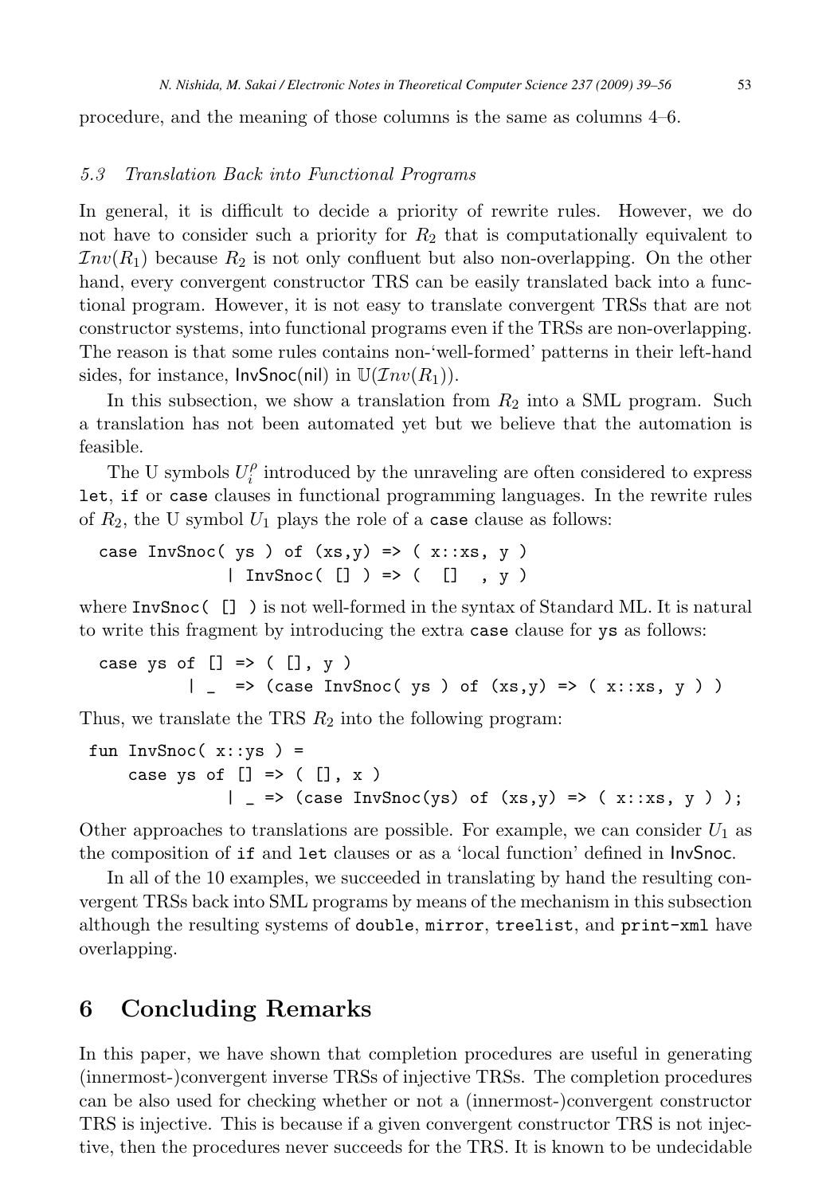procedure, and the meaning of those columns is the same as columns 4–6.

### 5.3 Translation Back into Functional Programs

In general, it is difficult to decide a priority of rewrite rules. However, we do not have to consider such a priority for $R_2$ that is computationally equivalent to $\mathcal{I}nv(R_1)$ because $R_2$ is not only confluent but also non-overlapping. On the other hand, every convergent constructor TRS can be easily translated back into a functional program. However, it is not easy to translate convergent TRSs that are not constructor systems, into functional programs even if the TRSs are non-overlapping. The reason is that some rules contains non-'well-formed' patterns in their left-hand sides, for instance, $\mathsf{InvSnoc}(\mathsf{nil})$ in $\mathbb{U}(\mathcal{I}nv(R_1))$.

In this subsection, we show a translation from $R_2$ into a SML program. Such a translation has not been automated yet but we believe that the automation is feasible.

The U symbols $U_i^\rho$ introduced by the unraveling are often considered to express `let`, `if` or `case` clauses in functional programming languages. In the rewrite rules of $R_2$, the U symbol $U_1$ plays the role of a `case` clause as follows:

```
case InvSnoc( ys ) of (xs,y) => ( x::xs, y )
            | InvSnoc( [] ) => (  []   , y )
```

where `InvSnoc( [] )` is not well-formed in the syntax of Standard ML. It is natural to write this fragment by introducing the extra `case` clause for `ys` as follows:

```
case ys of [] => ( [], y )
         | _  => (case InvSnoc( ys ) of (xs,y) => ( x::xs, y ) )
```

Thus, we translate the TRS $R_2$ into the following program:

```
fun InvSnoc( x::ys ) =
    case ys of [] => ( [], x )
             | _ => (case InvSnoc(ys) of (xs,y) => ( x::xs, y ) );
```

Other approaches to translations are possible. For example, we can consider $U_1$ as the composition of `if` and `let` clauses or as a 'local function' defined in $\mathsf{InvSnoc}$.

In all of the 10 examples, we succeeded in translating by hand the resulting convergent TRSs back into SML programs by means of the mechanism in this subsection although the resulting systems of `double`, `mirror`, `treelist`, and `print-xml` have overlapping.

## 6 Concluding Remarks

In this paper, we have shown that completion procedures are useful in generating (innermost-)convergent inverse TRSs of injective TRSs. The completion procedures can be also used for checking whether or not a (innermost-)convergent constructor TRS is injective. This is because if a given convergent constructor TRS is not injective, then the procedures never succeeds for the TRS. It is known to be undecidable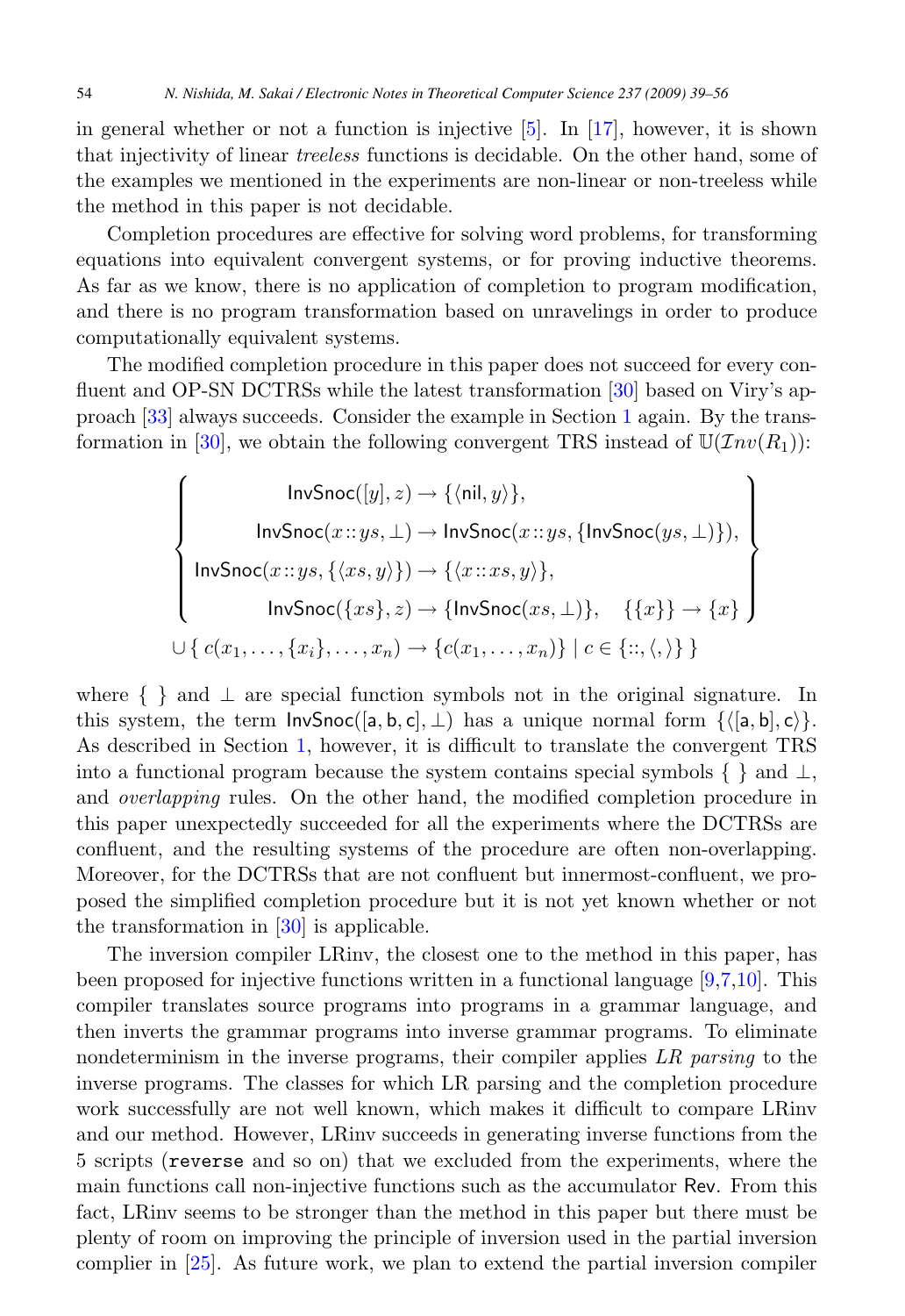in general whether or not a function is injective [5]. In [17], however, it is shown that injectivity of linear *treeless* functions is decidable. On the other hand, some of the examples we mentioned in the experiments are non-linear or non-treeless while the method in this paper is not decidable.

Completion procedures are effective for solving word problems, for transforming equations into equivalent convergent systems, or for proving inductive theorems. As far as we know, there is no application of completion to program modification, and there is no program transformation based on unravelings in order to produce computationally equivalent systems.

The modified completion procedure in this paper does not succeed for every confluent and OP-SN DCTRSs while the latest transformation [30] based on Viry's approach [33] always succeeds. Consider the example in Section 1 again. By the transformation in [30], we obtain the following convergent TRS instead of $\mathbb{U}(\mathcal{I}nv(R_1))$:

$$
\left\{
\begin{array}{r}
\mathsf{InvSnoc}([y], z) \to \{\langle \mathsf{nil}, y\rangle\}, \\
\mathsf{InvSnoc}(x :: ys, \bot) \to \mathsf{InvSnoc}(x :: ys, \{\mathsf{InvSnoc}(ys, \bot)\}), \\
\mathsf{InvSnoc}(x :: ys, \{\langle xs, y\rangle\}) \to \{\langle x :: xs, y\rangle\}, \qquad\qquad\qquad\qquad \\
\mathsf{InvSnoc}(\{xs\}, z) \to \{\mathsf{InvSnoc}(xs, \bot)\}, \quad \{\{x\}\} \to \{x\}
\end{array}
\right\}
$$
$$
\cup \{\, c(x_1, \ldots, \{x_i\}, \ldots, x_n) \to \{c(x_1, \ldots, x_n)\} \mid c \in \{::, \langle,\rangle\}\,\}
$$

where $\{\ \}$ and $\bot$ are special function symbols not in the original signature. In this system, the term $\mathsf{InvSnoc}([\mathsf{a}, \mathsf{b}, \mathsf{c}], \bot)$ has a unique normal form $\{\langle [\mathsf{a}, \mathsf{b}], \mathsf{c}\rangle\}$. As described in Section 1, however, it is difficult to translate the convergent TRS into a functional program because the system contains special symbols $\{\ \}$ and $\bot$, and *overlapping* rules. On the other hand, the modified completion procedure in this paper unexpectedly succeeded for all the experiments where the DCTRSs are confluent, and the resulting systems of the procedure are often non-overlapping. Moreover, for the DCTRSs that are not confluent but innermost-confluent, we proposed the simplified completion procedure but it is not yet known whether or not the transformation in [30] is applicable.

The inversion compiler LRinv, the closest one to the method in this paper, has been proposed for injective functions written in a functional language [9,7,10]. This compiler translates source programs into programs in a grammar language, and then inverts the grammar programs into inverse grammar programs. To eliminate nondeterminism in the inverse programs, their compiler applies *LR parsing* to the inverse programs. The classes for which LR parsing and the completion procedure work successfully are not well known, which makes it difficult to compare LRinv and our method. However, LRinv succeeds in generating inverse functions from the 5 scripts (`reverse` and so on) that we excluded from the experiments, where the main functions call non-injective functions such as the accumulator Rev. From this fact, LRinv seems to be stronger than the method in this paper but there must be plenty of room on improving the principle of inversion used in the partial inversion complier in [25]. As future work, we plan to extend the partial inversion compiler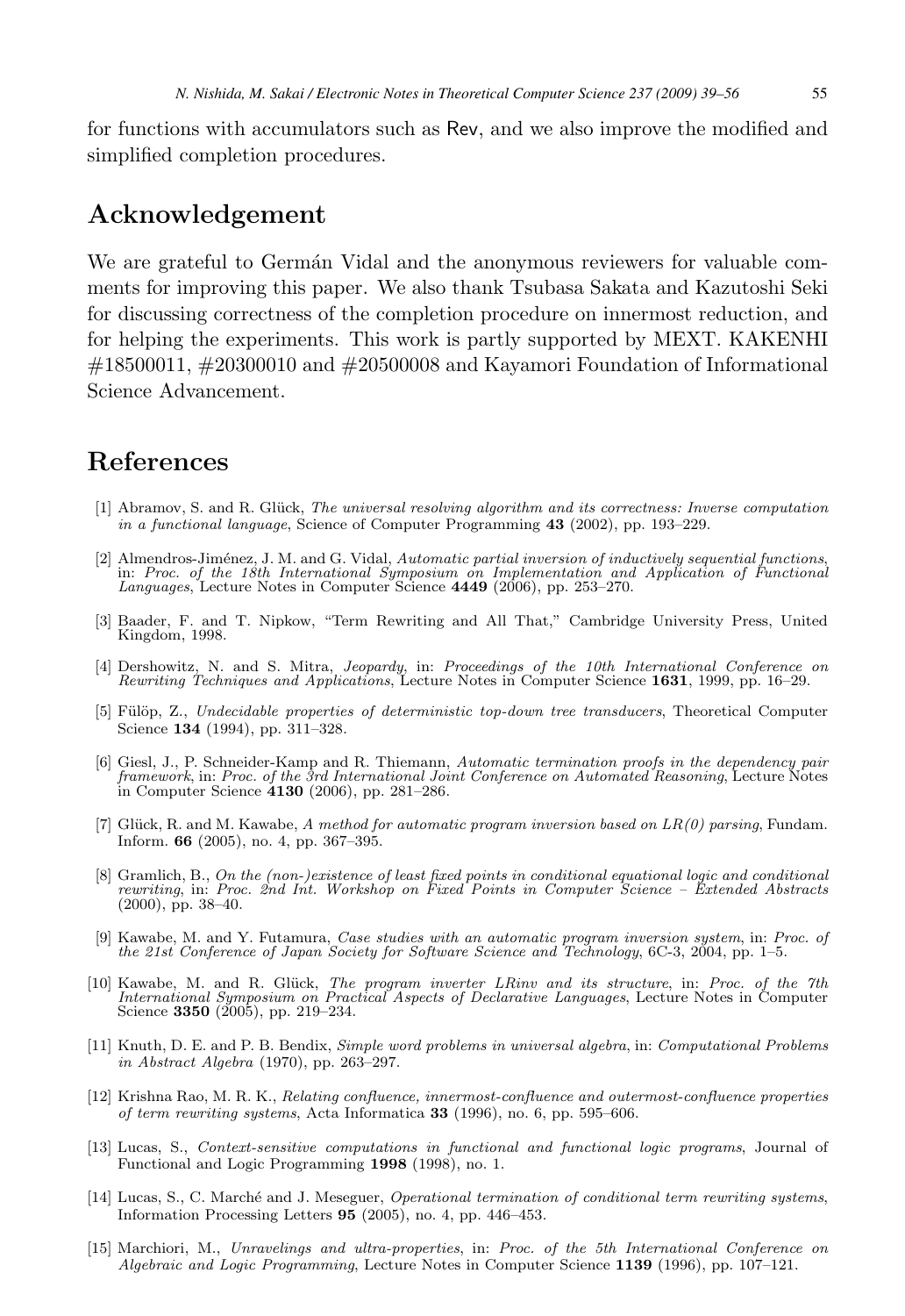for functions with accumulators such as Rev, and we also improve the modified and simplified completion procedures.

## Acknowledgement

We are grateful to Germán Vidal and the anonymous reviewers for valuable comments for improving this paper. We also thank Tsubasa Sakata and Kazutoshi Seki for discussing correctness of the completion procedure on innermost reduction, and for helping the experiments. This work is partly supported by MEXT. KAKENHI #18500011, #20300010 and #20500008 and Kayamori Foundation of Informational Science Advancement.

## References

[1] Abramov, S. and R. Glück, *The universal resolving algorithm and its correctness: Inverse computation in a functional language*, Science of Computer Programming **43** (2002), pp. 193–229.

[2] Almendros-Jiménez, J. M. and G. Vidal, *Automatic partial inversion of inductively sequential functions*, in: *Proc. of the 18th International Symposium on Implementation and Application of Functional Languages*, Lecture Notes in Computer Science **4449** (2006), pp. 253–270.

[3] Baader, F. and T. Nipkow, "Term Rewriting and All That," Cambridge University Press, United Kingdom, 1998.

[4] Dershowitz, N. and S. Mitra, *Jeopardy*, in: *Proceedings of the 10th International Conference on Rewriting Techniques and Applications*, Lecture Notes in Computer Science **1631**, 1999, pp. 16–29.

[5] Fülöp, Z., *Undecidable properties of deterministic top-down tree transducers*, Theoretical Computer Science **134** (1994), pp. 311–328.

[6] Giesl, J., P. Schneider-Kamp and R. Thiemann, *Automatic termination proofs in the dependency pair framework*, in: *Proc. of the 3rd International Joint Conference on Automated Reasoning*, Lecture Notes in Computer Science **4130** (2006), pp. 281–286.

[7] Glück, R. and M. Kawabe, *A method for automatic program inversion based on LR(0) parsing*, Fundam. Inform. **66** (2005), no. 4, pp. 367–395.

[8] Gramlich, B., *On the (non-)existence of least fixed points in conditional equational logic and conditional rewriting*, in: *Proc. 2nd Int. Workshop on Fixed Points in Computer Science – Extended Abstracts* (2000), pp. 38–40.

[9] Kawabe, M. and Y. Futamura, *Case studies with an automatic program inversion system*, in: *Proc. of the 21st Conference of Japan Society for Software Science and Technology*, 6C-3, 2004, pp. 1–5.

[10] Kawabe, M. and R. Glück, *The program inverter LRinv and its structure*, in: *Proc. of the 7th International Symposium on Practical Aspects of Declarative Languages*, Lecture Notes in Computer Science **3350** (2005), pp. 219–234.

[11] Knuth, D. E. and P. B. Bendix, *Simple word problems in universal algebra*, in: *Computational Problems in Abstract Algebra* (1970), pp. 263–297.

[12] Krishna Rao, M. R. K., *Relating confluence, innermost-confluence and outermost-confluence properties of term rewriting systems*, Acta Informatica **33** (1996), no. 6, pp. 595–606.

[13] Lucas, S., *Context-sensitive computations in functional and functional logic programs*, Journal of Functional and Logic Programming **1998** (1998), no. 1.

[14] Lucas, S., C. Marché and J. Meseguer, *Operational termination of conditional term rewriting systems*, Information Processing Letters **95** (2005), no. 4, pp. 446–453.

[15] Marchiori, M., *Unravelings and ultra-properties*, in: *Proc. of the 5th International Conference on Algebraic and Logic Programming*, Lecture Notes in Computer Science **1139** (1996), pp. 107–121.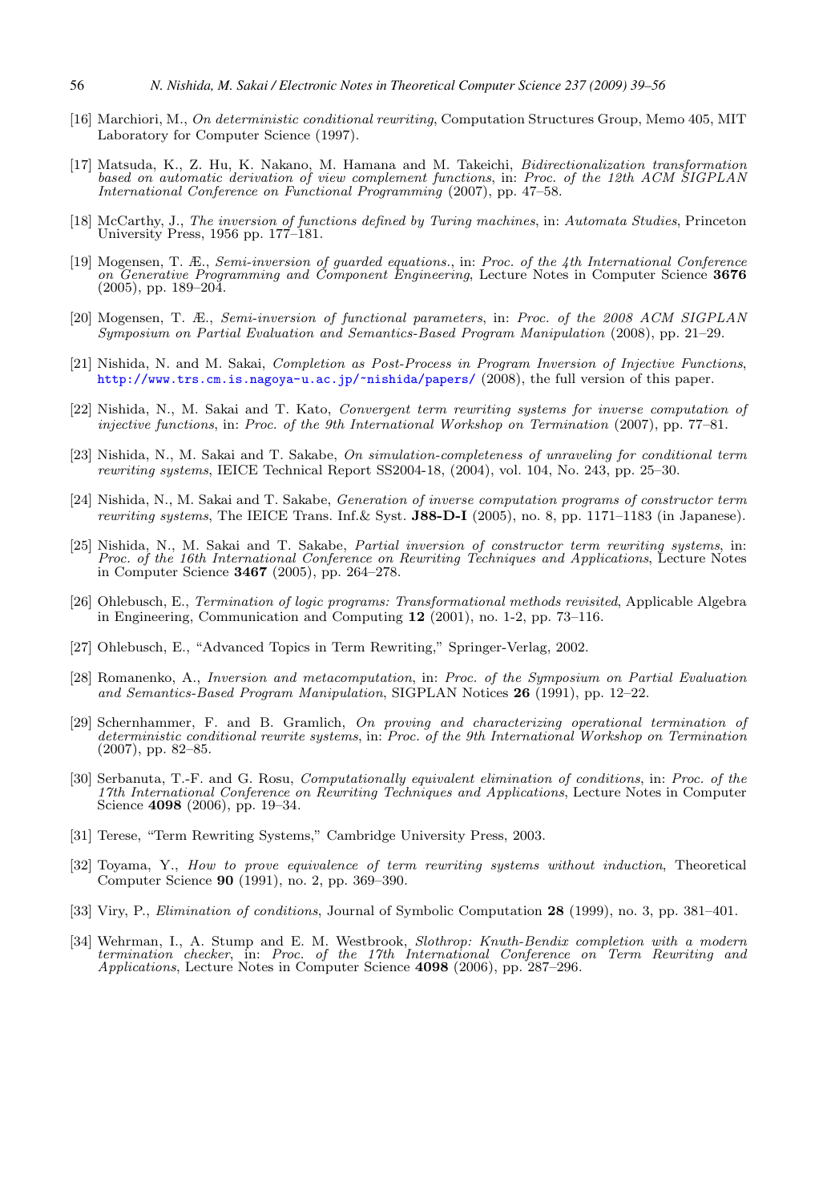[16] Marchiori, M., *On deterministic conditional rewriting*, Computation Structures Group, Memo 405, MIT Laboratory for Computer Science (1997).

[17] Matsuda, K., Z. Hu, K. Nakano, M. Hamana and M. Takeichi, *Bidirectionalization transformation based on automatic derivation of view complement functions*, in: *Proc. of the 12th ACM SIGPLAN International Conference on Functional Programming* (2007), pp. 47–58.

[18] McCarthy, J., *The inversion of functions defined by Turing machines*, in: *Automata Studies*, Princeton University Press, 1956 pp. 177–181.

[19] Mogensen, T. Æ., *Semi-inversion of guarded equations.*, in: *Proc. of the 4th International Conference on Generative Programming and Component Engineering*, Lecture Notes in Computer Science **3676** (2005), pp. 189–204.

[20] Mogensen, T. Æ., *Semi-inversion of functional parameters*, in: *Proc. of the 2008 ACM SIGPLAN Symposium on Partial Evaluation and Semantics-Based Program Manipulation* (2008), pp. 21–29.

[21] Nishida, N. and M. Sakai, *Completion as Post-Process in Program Inversion of Injective Functions*, http://www.trs.cm.is.nagoya-u.ac.jp/~nishida/papers/ (2008), the full version of this paper.

[22] Nishida, N., M. Sakai and T. Kato, *Convergent term rewriting systems for inverse computation of injective functions*, in: *Proc. of the 9th International Workshop on Termination* (2007), pp. 77–81.

[23] Nishida, N., M. Sakai and T. Sakabe, *On simulation-completeness of unraveling for conditional term rewriting systems*, IEICE Technical Report SS2004-18, (2004), vol. 104, No. 243, pp. 25–30.

[24] Nishida, N., M. Sakai and T. Sakabe, *Generation of inverse computation programs of constructor term rewriting systems*, The IEICE Trans. Inf.& Syst. **J88-D-I** (2005), no. 8, pp. 1171–1183 (in Japanese).

[25] Nishida, N., M. Sakai and T. Sakabe, *Partial inversion of constructor term rewriting systems*, in: *Proc. of the 16th International Conference on Rewriting Techniques and Applications*, Lecture Notes in Computer Science **3467** (2005), pp. 264–278.

[26] Ohlebusch, E., *Termination of logic programs: Transformational methods revisited*, Applicable Algebra in Engineering, Communication and Computing **12** (2001), no. 1-2, pp. 73–116.

[27] Ohlebusch, E., "Advanced Topics in Term Rewriting," Springer-Verlag, 2002.

[28] Romanenko, A., *Inversion and metacomputation*, in: *Proc. of the Symposium on Partial Evaluation and Semantics-Based Program Manipulation*, SIGPLAN Notices **26** (1991), pp. 12–22.

[29] Schernhammer, F. and B. Gramlich, *On proving and characterizing operational termination of deterministic conditional rewrite systems*, in: *Proc. of the 9th International Workshop on Termination* (2007), pp. 82–85.

[30] Serbanuta, T.-F. and G. Rosu, *Computationally equivalent elimination of conditions*, in: *Proc. of the 17th International Conference on Rewriting Techniques and Applications*, Lecture Notes in Computer Science **4098** (2006), pp. 19–34.

[31] Terese, "Term Rewriting Systems," Cambridge University Press, 2003.

[32] Toyama, Y., *How to prove equivalence of term rewriting systems without induction*, Theoretical Computer Science **90** (1991), no. 2, pp. 369–390.

[33] Viry, P., *Elimination of conditions*, Journal of Symbolic Computation **28** (1999), no. 3, pp. 381–401.

[34] Wehrman, I., A. Stump and E. M. Westbrook, *Slothrop: Knuth-Bendix completion with a modern termination checker*, in: *Proc. of the 17th International Conference on Term Rewriting and Applications*, Lecture Notes in Computer Science **4098** (2006), pp. 287–296.